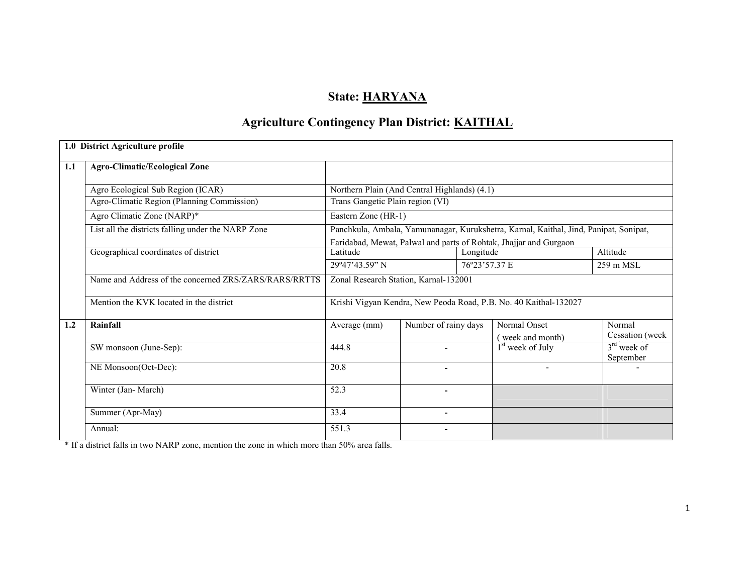# State: HARYANA

## Agriculture Contingency Plan District: KAITHAL

| 1.0 District Agriculture profile | | | | | |
|---|---|---|---|---|---|
| **1.1** | **Agro-Climatic/Ecological Zone** | | | | |
| | Agro Ecological Sub Region (ICAR) | Northern Plain (And Central Highlands) (4.1) | | | |
| | Agro-Climatic Region (Planning Commission) | Trans Gangetic Plain region (VI) | | | |
| | Agro Climatic Zone (NARP)* | Eastern Zone (HR-1) | | | |
| | List all the districts falling under the NARP Zone | Panchkula, Ambala, Yamunanagar, Kurukshetra, Karnal, Kaithal, Jind, Panipat, Sonipat, Faridabad, Mewat, Palwal and parts of Rohtak, Jhajjar and Gurgaon | | | |
| | Geographical coordinates of district | Latitude | Longitude | | Altitude |
| | | 29º47'43.59" N | 76º23'57.37 E | | 259 m MSL |
| | Name and Address of the concerned ZRS/ZARS/RARS/RRTTS | Zonal Research Station, Karnal-132001 | | | |
| | Mention the KVK located in the district | Krishi Vigyan Kendra, New Peoda Road, P.B. No. 40 Kaithal-132027 | | | |
| **1.2** | **Rainfall** | Average (mm) | Number of rainy days | Normal Onset ( week and month) | Normal Cessation (week |
| | SW monsoon (June-Sep): | 444.8 | - | 1st week of July | 3rd week of September |
| | NE Monsoon(Oct-Dec): | 20.8 | - | - | - |
| | Winter (Jan- March) | 52.3 | - | | |
| | Summer (Apr-May) | 33.4 | - | | |
| | Annual: | 551.3 | - | | |

* If a district falls in two NARP zone, mention the zone in which more than 50% area falls.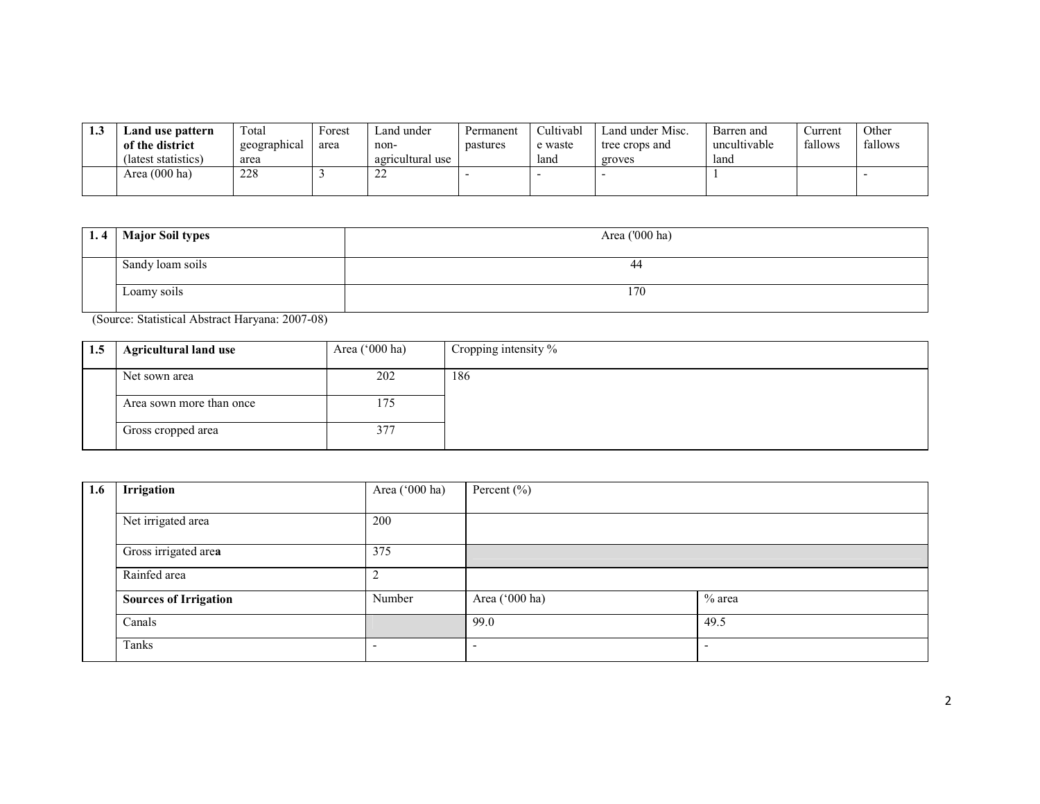| 1.3 | Land use pattern of the district (latest statistics) | Total geographical area | Forest area | Land under non-agricultural use | Permanent pastures | Cultivable waste land | Land under Misc. tree crops and groves | Barren and uncultivable land | Current fallows | Other fallows |
|---|---|---|---|---|---|---|---|---|---|---|
| | Area (000 ha) | 228 | 3 | 22 | - | - | - | 1 | | - |

| 1. 4 | Major Soil types | Area ('000 ha) |
|---|---|---|
| | Sandy loam soils | 44 |
| | Loamy soils | 170 |

(Source: Statistical Abstract Haryana: 2007-08)

| 1.5 | Agricultural land use | Area ('000 ha) | Cropping intensity % |
|---|---|---|---|
| | Net sown area | 202 | 186 |
| | Area sown more than once | 175 | |
| | Gross cropped area | 377 | |

| 1.6 | Irrigation | Area ('000 ha) | Percent (%) | |
|---|---|---|---|---|
| | Net irrigated area | 200 | | |
| | Gross irrigated area | 375 | | |
| | Rainfed area | 2 | | |
| | **Sources of Irrigation** | Number | Area ('000 ha) | % area |
| | Canals | | 99.0 | 49.5 |
| | Tanks | - | - | - |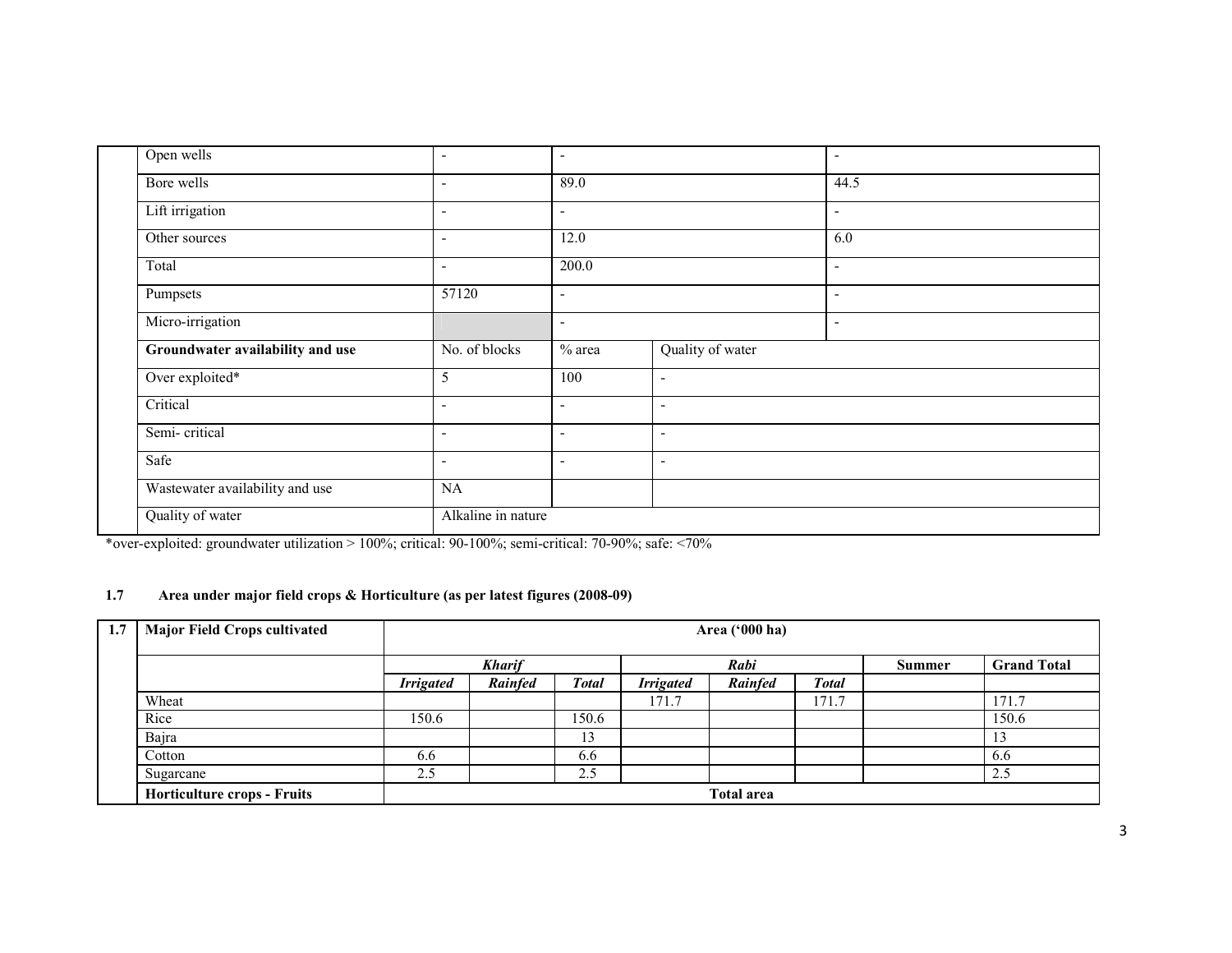| | | | | |
|---|---|---|---|---|
| Open wells | - | - | | - |
| Bore wells | - | 89.0 | | 44.5 |
| Lift irrigation | - | - | | - |
| Other sources | - | 12.0 | | 6.0 |
| Total | - | 200.0 | | - |
| Pumpsets | 57120 | - | | - |
| Micro-irrigation | | - | | - |
| **Groundwater availability and use** | No. of blocks | % area | Quality of water | |
| Over exploited* | 5 | 100 | - | |
| Critical | - | - | - | |
| Semi- critical | - | - | - | |
| Safe | - | - | - | |
| Wastewater availability and use | NA | | | |
| Quality of water | Alkaline in nature | | | |

*over-exploited: groundwater utilization > 100%; critical: 90-100%; semi-critical: 70-90%; safe: <70%

### 1.7 Area under major field crops & Horticulture (as per latest figures (2008-09)

| 1.7 | **Major Field Crops cultivated** | **Area ('000 ha)** | | | | | | | |
|---|---|---|---|---|---|---|---|---|---|
| | | ***Kharif*** | | | ***Rabi*** | | | **Summer** | **Grand Total** |
| | | ***Irrigated*** | ***Rainfed*** | ***Total*** | ***Irrigated*** | ***Rainfed*** | ***Total*** | | |
| | Wheat | | | | 171.7 | | 171.7 | | 171.7 |
| | Rice | 150.6 | | 150.6 | | | | | 150.6 |
| | Bajra | | | 13 | | | | | 13 |
| | Cotton | 6.6 | | 6.6 | | | | | 6.6 |
| | Sugarcane | 2.5 | | 2.5 | | | | | 2.5 |
| | **Horticulture crops - Fruits** | **Total area** | | | | | | | |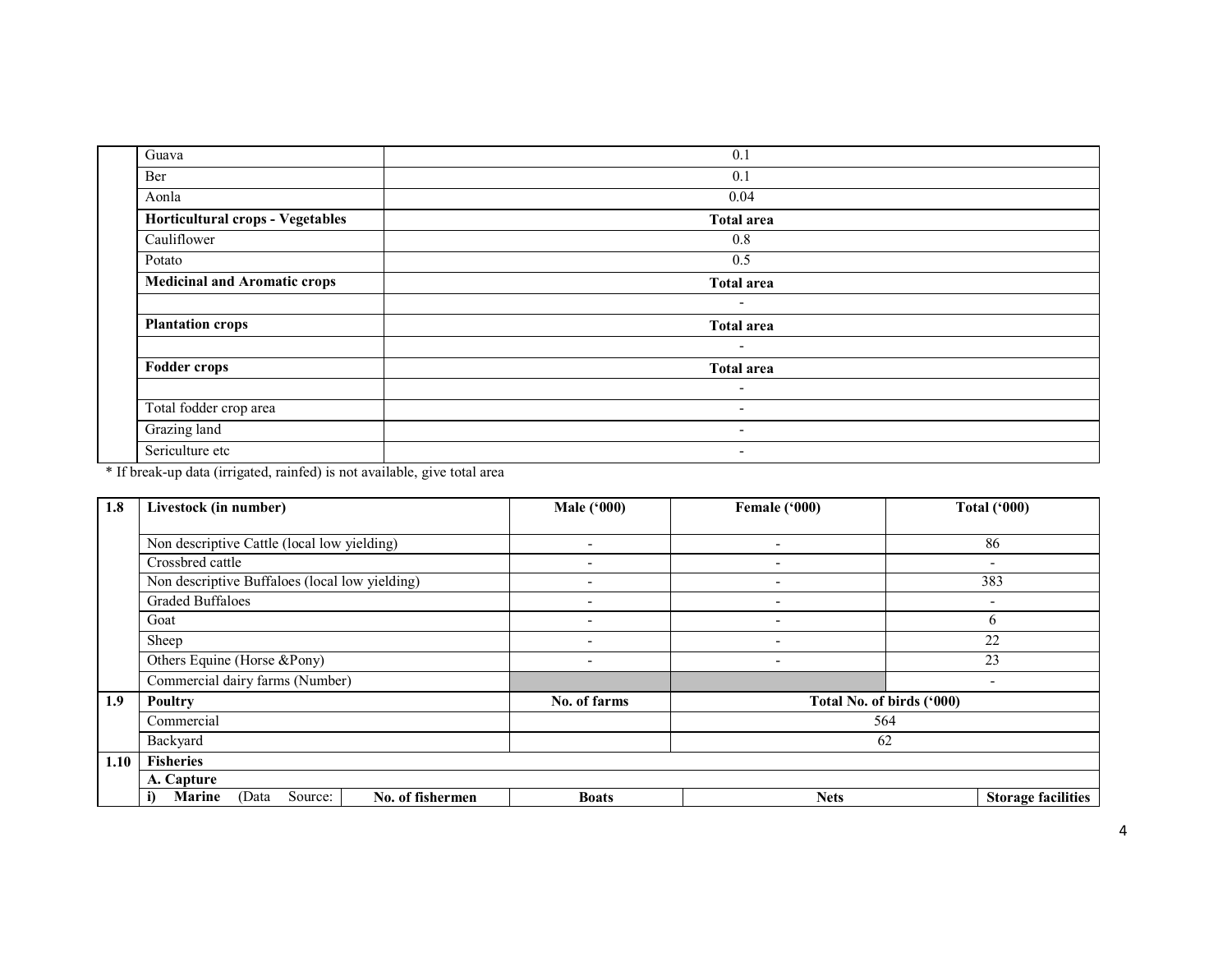| | | |
|---|---|---|
| | Guava | 0.1 |
| | Ber | 0.1 |
| | Aonla | 0.04 |
| | **Horticultural crops - Vegetables** | **Total area** |
| | Cauliflower | 0.8 |
| | Potato | 0.5 |
| | **Medicinal and Aromatic crops** | **Total area** |
| | | - |
| | **Plantation crops** | **Total area** |
| | | - |
| | **Fodder crops** | **Total area** |
| | | - |
| | Total fodder crop area | - |
| | Grazing land | - |
| | Sericulture etc | - |

* If break-up data (irrigated, rainfed) is not available, give total area

| | | | | |
|---|---|---|---|---|
| **1.8** | **Livestock (in number)** | **Male ('000)** | **Female ('000)** | **Total ('000)** |
| | Non descriptive Cattle (local low yielding) | - | - | 86 |
| | Crossbred cattle | - | - | - |
| | Non descriptive Buffaloes (local low yielding) | - | - | 383 |
| | Graded Buffaloes | - | - | - |
| | Goat | - | - | 6 |
| | Sheep | - | - | 22 |
| | Others Equine (Horse &Pony) | - | - | 23 |
| | Commercial dairy farms (Number) | | | - |
| **1.9** | **Poultry** | **No. of farms** | **Total No. of birds ('000)** | |
| | Commercial | | 564 | |
| | Backyard | | 62 | |
| **1.10** | **Fisheries** | | | |
| | **A. Capture** | | | |
| | **i) Marine** (Data Source: | **No. of fishermen** | **Boats** | **Nets** | **Storage facilities** |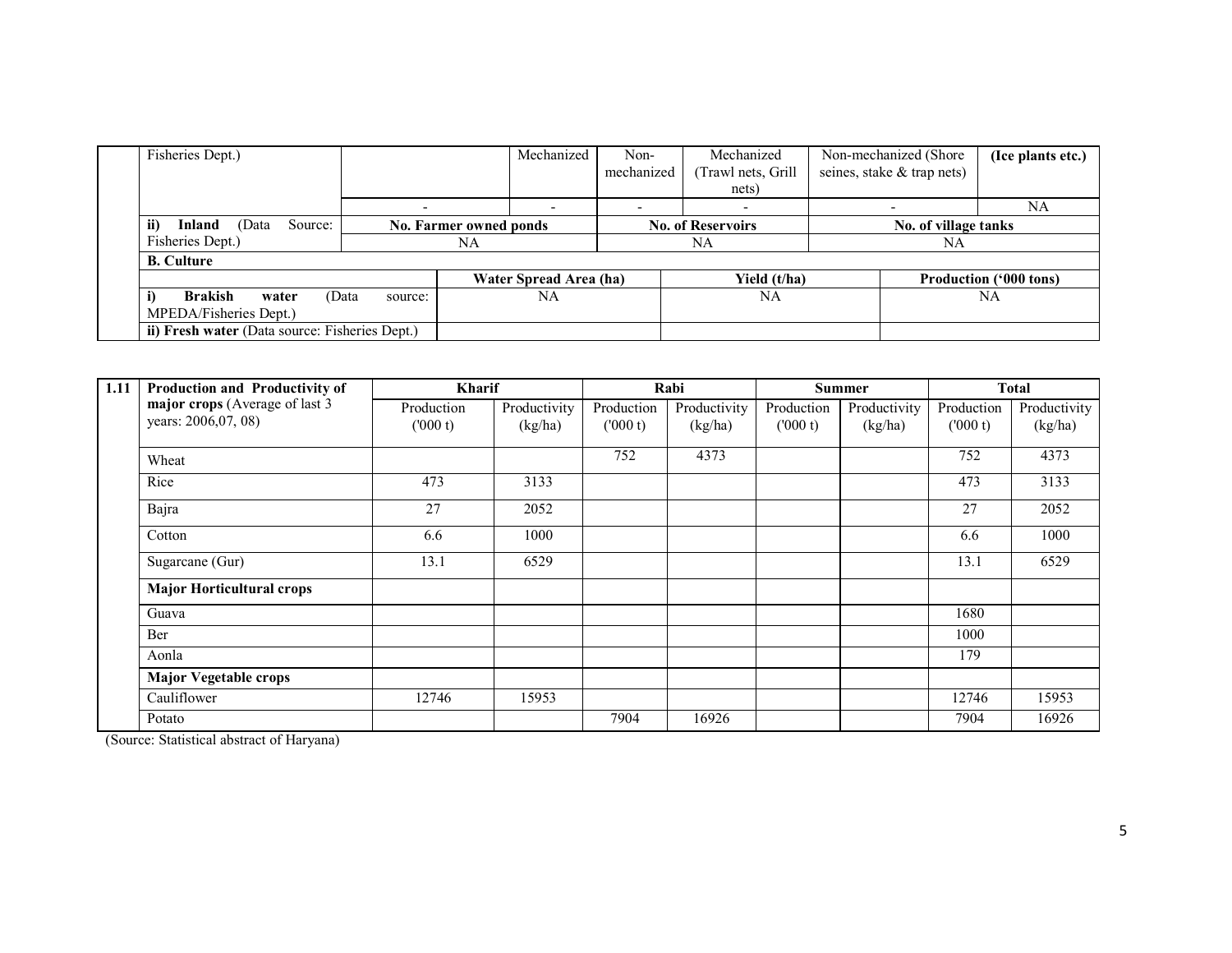| | Fisheries Dept.) | | Mechanized | Non-mechanized | Mechanized (Trawl nets, Grill nets) | Non-mechanized (Shore seines, stake & trap nets) | (Ice plants etc.) |
|---|---|---|---|---|---|---|---|
| | | - | - | - | - | - | NA |
| | **ii) Inland** (Data Source: Fisheries Dept.) | **No. Farmer owned ponds** | | **No. of Reservoirs** | | **No. of village tanks** | |
| | | NA | | NA | | NA | |
| | **B. Culture** | | | | | | |
| | | **Water Spread Area (ha)** | | **Yield (t/ha)** | | **Production ('000 tons)** | |
| | **i) Brakish water** (Data source: MPEDA/Fisheries Dept.) | NA | | NA | | NA | |
| | **ii) Fresh water** (Data source: Fisheries Dept.) | | | | | | |

| 1.11 | **Production and Productivity of major crops** (Average of last 3 years: 2006,07, 08) | **Kharif** | | **Rabi** | | **Summer** | | **Total** | |
|---|---|---|---|---|---|---|---|---|---|
| | | Production ('000 t) | Productivity (kg/ha) | Production ('000 t) | Productivity (kg/ha) | Production ('000 t) | Productivity (kg/ha) | Production ('000 t) | Productivity (kg/ha) |
| | Wheat | | | 752 | 4373 | | | 752 | 4373 |
| | Rice | 473 | 3133 | | | | | 473 | 3133 |
| | Bajra | 27 | 2052 | | | | | 27 | 2052 |
| | Cotton | 6.6 | 1000 | | | | | 6.6 | 1000 |
| | Sugarcane (Gur) | 13.1 | 6529 | | | | | 13.1 | 6529 |
| | **Major Horticultural crops** | | | | | | | | |
| | Guava | | | | | | | 1680 | |
| | Ber | | | | | | | 1000 | |
| | Aonla | | | | | | | 179 | |
| | **Major Vegetable crops** | | | | | | | | |
| | Cauliflower | 12746 | 15953 | | | | | 12746 | 15953 |
| | Potato | | | 7904 | 16926 | | | 7904 | 16926 |

(Source: Statistical abstract of Haryana)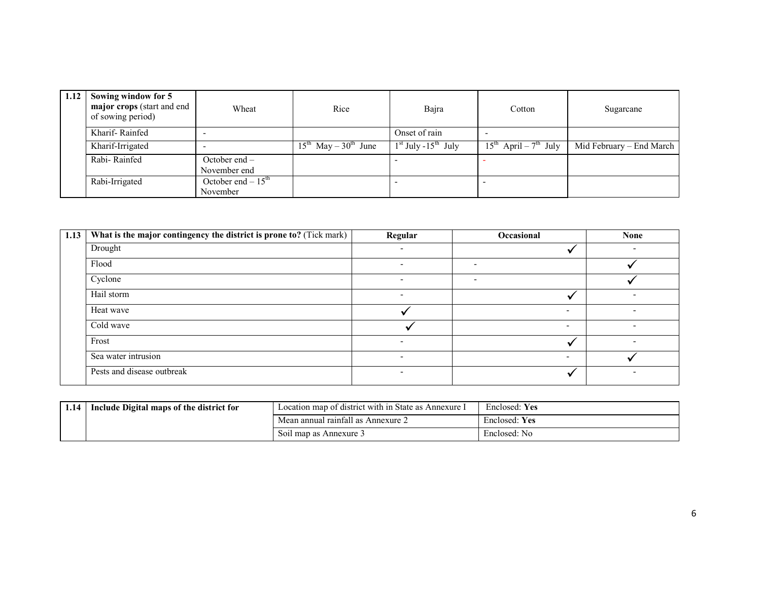| 1.12 | **Sowing window for 5 major crops** (start and end of sowing period) | Wheat | Rice | Bajra | Cotton | Sugarcane |
|---|---|---|---|---|---|---|
| | Kharif- Rainfed | - | | Onset of rain | - | |
| | Kharif-Irrigated | - | 15th May – 30th June | 1st July -15th July | 15th April – 7th July | Mid February – End March |
| | Rabi- Rainfed | October end – November end | | - | - | |
| | Rabi-Irrigated | October end – 15th November | | - | - | |

| 1.13 | **What is the major contingency the district is prone to?** (Tick mark) | **Regular** | **Occasional** | **None** |
|---|---|---|---|---|
| | Drought | - | ✓ | - |
| | Flood | - | - | ✓ |
| | Cyclone | - | - | ✓ |
| | Hail storm | - | ✓ | - |
| | Heat wave | ✓ | - | - |
| | Cold wave | ✓ | - | - |
| | Frost | - | ✓ | - |
| | Sea water intrusion | - | - | ✓ |
| | Pests and disease outbreak | - | ✓ | - |

| 1.14 | **Include Digital maps of the district for** | Location map of district with in State as Annexure I | Enclosed: **Yes** |
|---|---|---|---|
| | | Mean annual rainfall as Annexure 2 | Enclosed: **Yes** |
| | | Soil map as Annexure 3 | Enclosed: No |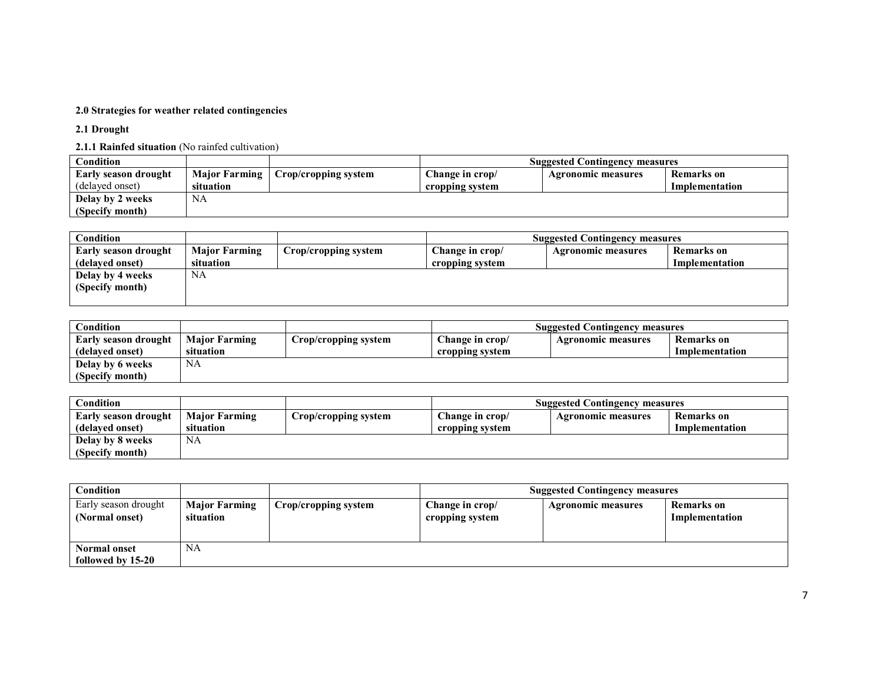**2.0 Strategies for weather related contingencies**

**2.1 Drought**

**2.1.1 Rainfed situation** (No rainfed cultivation)

| **Condition** | | | **Suggested Contingency measures** | | |
|---|---|---|---|---|---|
| **Early season drought** (delayed onset) | **Major Farming situation** | **Crop/cropping system** | **Change in crop/ cropping system** | **Agronomic measures** | **Remarks on Implementation** |
| **Delay by 2 weeks (Specify month)** | NA | | | | |

| **Condition** | | | **Suggested Contingency measures** | | |
|---|---|---|---|---|---|
| **Early season drought (delayed onset)** | **Major Farming situation** | **Crop/cropping system** | **Change in crop/ cropping system** | **Agronomic measures** | **Remarks on Implementation** |
| **Delay by 4 weeks (Specify month)** | NA | | | | |

| **Condition** | | | **Suggested Contingency measures** | | |
|---|---|---|---|---|---|
| **Early season drought (delayed onset)** | **Major Farming situation** | **Crop/cropping system** | **Change in crop/ cropping system** | **Agronomic measures** | **Remarks on Implementation** |
| **Delay by 6 weeks (Specify month)** | NA | | | | |

| **Condition** | | | **Suggested Contingency measures** | | |
|---|---|---|---|---|---|
| **Early season drought (delayed onset)** | **Major Farming situation** | **Crop/cropping system** | **Change in crop/ cropping system** | **Agronomic measures** | **Remarks on Implementation** |
| **Delay by 8 weeks (Specify month)** | NA | | | | |

| **Condition** | | | **Suggested Contingency measures** | | |
|---|---|---|---|---|---|
| Early season drought **(Normal onset)** | **Major Farming situation** | **Crop/cropping system** | **Change in crop/ cropping system** | **Agronomic measures** | **Remarks on Implementation** |
| **Normal onset followed by 15-20** | NA | | | | |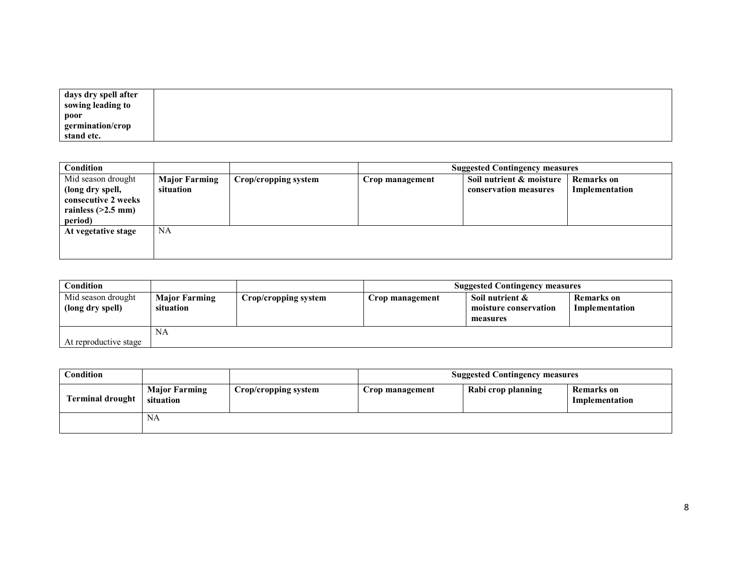| **days dry spell after sowing leading to poor germination/crop stand etc.** | |
|---|---|

| Condition | | | Suggested Contingency measures | | |
|---|---|---|---|---|---|
| Mid season drought **(long dry spell, consecutive 2 weeks rainless (>2.5 mm) period)** | **Major Farming situation** | **Crop/cropping system** | **Crop management** | **Soil nutrient & moisture conservation measures** | **Remarks on Implementation** |
| **At vegetative stage** | NA | | | | |

| Condition | | | Suggested Contingency measures | | |
|---|---|---|---|---|---|
| Mid season drought **(long dry spell)** | **Major Farming situation** | **Crop/cropping system** | **Crop management** | **Soil nutrient & moisture conservation measures** | **Remarks on Implementation** |
| At reproductive stage | NA | | | | |

| Condition | | | Suggested Contingency measures | | |
|---|---|---|---|---|---|
| **Terminal drought** | **Major Farming situation** | **Crop/cropping system** | **Crop management** | **Rabi crop planning** | **Remarks on Implementation** |
| | NA | | | | |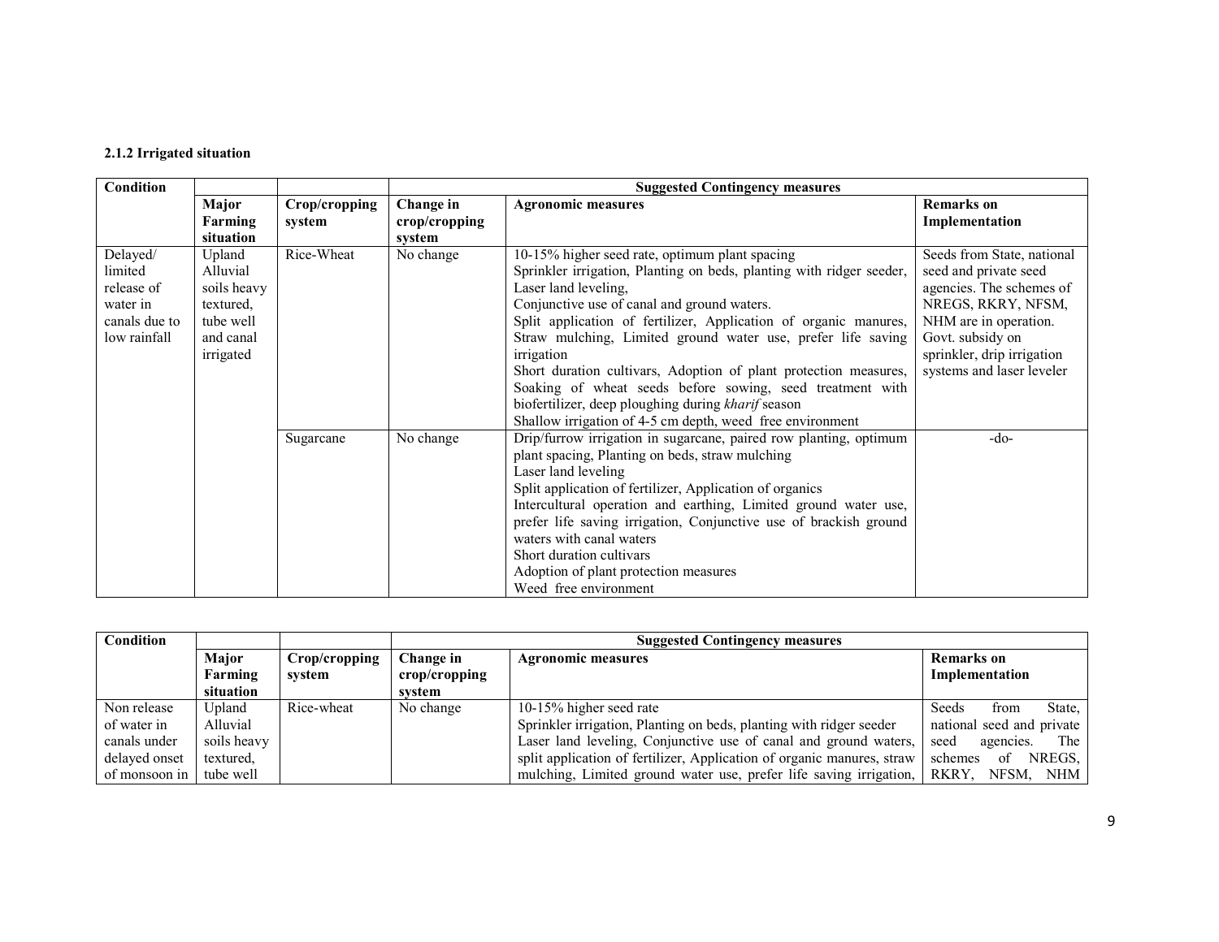**2.1.2 Irrigated situation**

| Condition | | | Suggested Contingency measures | | |
|---|---|---|---|---|---|
| | **Major Farming situation** | **Crop/cropping system** | **Change in crop/cropping system** | **Agronomic measures** | **Remarks on Implementation** |
| Delayed/ limited release of water in canals due to low rainfall | Upland Alluvial soils heavy textured, tube well and canal irrigated | Rice-Wheat | No change | 10-15% higher seed rate, optimum plant spacing<br>Sprinkler irrigation, Planting on beds, planting with ridger seeder, Laser land leveling,<br>Conjunctive use of canal and ground waters.<br>Split application of fertilizer, Application of organic manures, Straw mulching, Limited ground water use, prefer life saving irrigation<br>Short duration cultivars, Adoption of plant protection measures, Soaking of wheat seeds before sowing, seed treatment with biofertilizer, deep ploughing during *kharif* season<br>Shallow irrigation of 4-5 cm depth, weed free environment | Seeds from State, national seed and private seed agencies. The schemes of NREGS, RKRY, NFSM, NHM are in operation. Govt. subsidy on sprinkler, drip irrigation systems and laser leveler |
| | | Sugarcane | No change | Drip/furrow irrigation in sugarcane, paired row planting, optimum plant spacing, Planting on beds, straw mulching<br>Laser land leveling<br>Split application of fertilizer, Application of organics<br>Intercultural operation and earthing, Limited ground water use, prefer life saving irrigation, Conjunctive use of brackish ground waters with canal waters<br>Short duration cultivars<br>Adoption of plant protection measures<br>Weed free environment | -do- |

| Condition | | | Suggested Contingency measures | | |
|---|---|---|---|---|---|
| | **Major Farming situation** | **Crop/cropping system** | **Change in crop/cropping system** | **Agronomic measures** | **Remarks on Implementation** |
| Non release of water in canals under delayed onset of monsoon in | Upland Alluvial soils heavy textured, tube well | Rice-wheat | No change | 10-15% higher seed rate<br>Sprinkler irrigation, Planting on beds, planting with ridger seeder<br>Laser land leveling, Conjunctive use of canal and ground waters, split application of fertilizer, Application of organic manures, straw mulching, Limited ground water use, prefer life saving irrigation, | Seeds from State, national seed and private seed agencies. The schemes of NREGS, RKRY, NFSM, NHM |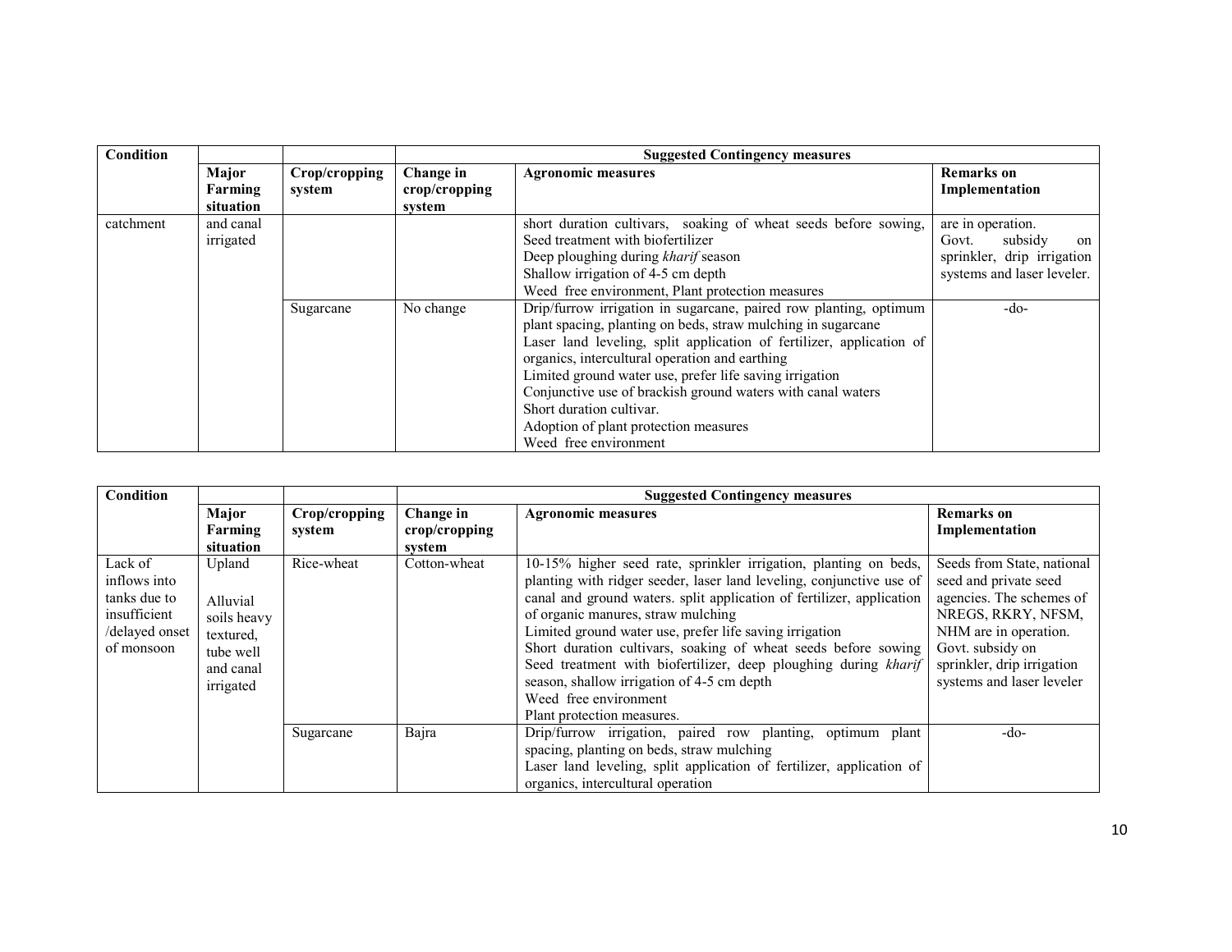| Condition | | | Suggested Contingency measures | | |
|---|---|---|---|---|---|
| | Major Farming situation | Crop/cropping system | Change in crop/cropping system | Agronomic measures | Remarks on Implementation |
| catchment | and canal irrigated | | | short duration cultivars, soaking of wheat seeds before sowing, Seed treatment with biofertilizer<br>Deep ploughing during *kharif* season<br>Shallow irrigation of 4-5 cm depth<br>Weed free environment, Plant protection measures | are in operation.<br>Govt. subsidy on sprinkler, drip irrigation systems and laser leveler. |
| | | Sugarcane | No change | Drip/furrow irrigation in sugarcane, paired row planting, optimum plant spacing, planting on beds, straw mulching in sugarcane<br>Laser land leveling, split application of fertilizer, application of organics, intercultural operation and earthing<br>Limited ground water use, prefer life saving irrigation<br>Conjunctive use of brackish ground waters with canal waters<br>Short duration cultivar.<br>Adoption of plant protection measures<br>Weed free environment | -do- |

| Condition | | | Suggested Contingency measures | | |
|---|---|---|---|---|---|
| | Major Farming situation | Crop/cropping system | Change in crop/cropping system | Agronomic measures | Remarks on Implementation |
| Lack of inflows into tanks due to insufficient /delayed onset of monsoon | Upland<br><br>Alluvial soils heavy textured, tube well and canal irrigated | Rice-wheat | Cotton-wheat | 10-15% higher seed rate, sprinkler irrigation, planting on beds, planting with ridger seeder, laser land leveling, conjunctive use of canal and ground waters. split application of fertilizer, application of organic manures, straw mulching<br>Limited ground water use, prefer life saving irrigation<br>Short duration cultivars, soaking of wheat seeds before sowing Seed treatment with biofertilizer, deep ploughing during *kharif* season, shallow irrigation of 4-5 cm depth<br>Weed free environment<br>Plant protection measures. | Seeds from State, national seed and private seed agencies. The schemes of NREGS, RKRY, NFSM, NHM are in operation. Govt. subsidy on sprinkler, drip irrigation systems and laser leveler |
| | | Sugarcane | Bajra | Drip/furrow irrigation, paired row planting, optimum plant spacing, planting on beds, straw mulching<br>Laser land leveling, split application of fertilizer, application of organics, intercultural operation | -do- |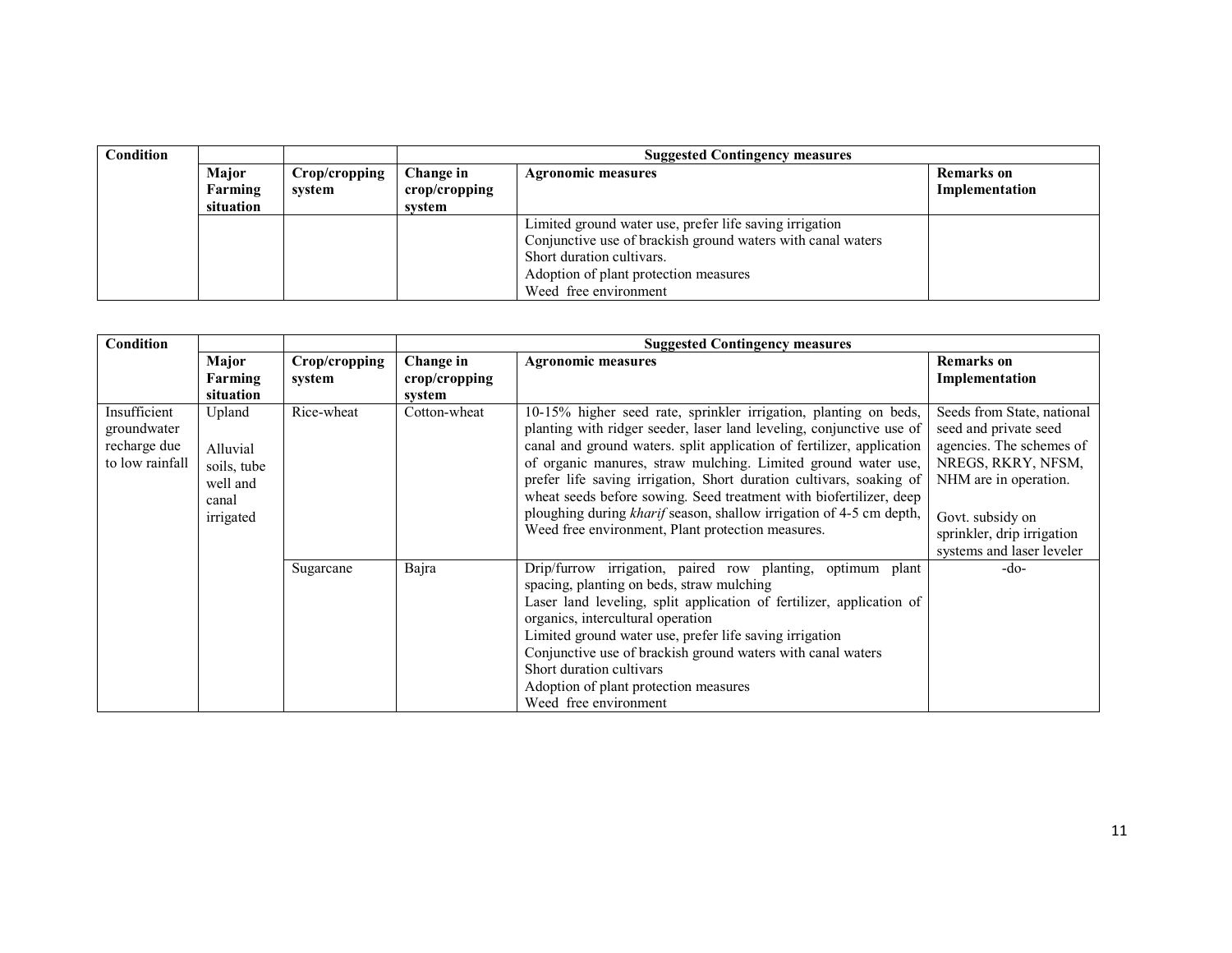| Condition | | | Suggested Contingency measures | | |
|---|---|---|---|---|---|
| | Major Farming situation | Crop/cropping system | Change in crop/cropping system | Agronomic measures | Remarks on Implementation |
| | | | | Limited ground water use, prefer life saving irrigation<br>Conjunctive use of brackish ground waters with canal waters<br>Short duration cultivars.<br>Adoption of plant protection measures<br>Weed free environment | |

| Condition | | | Suggested Contingency measures | | |
|---|---|---|---|---|---|
| | Major Farming situation | Crop/cropping system | Change in crop/cropping system | Agronomic measures | Remarks on Implementation |
| Insufficient groundwater recharge due to low rainfall | Upland<br><br>Alluvial soils, tube well and canal irrigated | Rice-wheat | Cotton-wheat | 10-15% higher seed rate, sprinkler irrigation, planting on beds, planting with ridger seeder, laser land leveling, conjunctive use of canal and ground waters. split application of fertilizer, application of organic manures, straw mulching. Limited ground water use, prefer life saving irrigation, Short duration cultivars, soaking of wheat seeds before sowing. Seed treatment with biofertilizer, deep ploughing during *kharif* season, shallow irrigation of 4-5 cm depth, Weed free environment, Plant protection measures. | Seeds from State, national seed and private seed agencies. The schemes of NREGS, RKRY, NFSM, NHM are in operation.<br><br>Govt. subsidy on sprinkler, drip irrigation systems and laser leveler |
| | | Sugarcane | Bajra | Drip/furrow irrigation, paired row planting, optimum plant spacing, planting on beds, straw mulching<br>Laser land leveling, split application of fertilizer, application of organics, intercultural operation<br>Limited ground water use, prefer life saving irrigation<br>Conjunctive use of brackish ground waters with canal waters<br>Short duration cultivars<br>Adoption of plant protection measures<br>Weed free environment | -do- |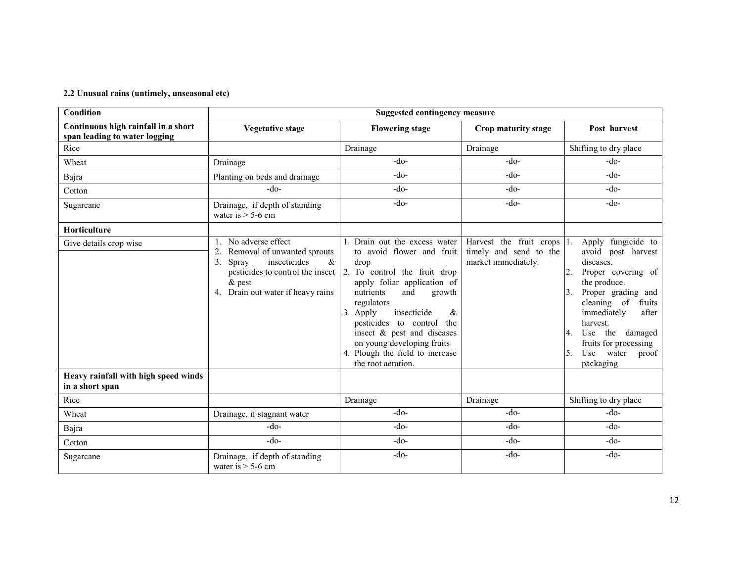**2.2 Unusual rains (untimely, unseasonal etc)**

| Condition | Suggested contingency measure | | | |
|---|---|---|---|---|
| **Continuous high rainfall in a short span leading to water logging** | **Vegetative stage** | **Flowering stage** | **Crop maturity stage** | **Post harvest** |
| Rice | | Drainage | Drainage | Shifting to dry place |
| Wheat | Drainage | -do- | -do- | -do- |
| Bajra | Planting on beds and drainage | -do- | -do- | -do- |
| Cotton | -do- | -do- | -do- | -do- |
| Sugarcane | Drainage, if depth of standing water is > 5-6 cm | -do- | -do- | -do- |
| **Horticulture** | | | | |
| Give details crop wise | 1. No adverse effect<br>2. Removal of unwanted sprouts<br>3. Spray insecticides & pesticides to control the insect & pest<br>4. Drain out water if heavy rains | 1. Drain out the excess water to avoid flower and fruit drop<br>2. To control the fruit drop apply foliar application of nutrients and growth regulators<br>3. Apply insecticide & pesticides to control the insect & pest and diseases on young developing fruits<br>4. Plough the field to increase the root aeration. | Harvest the fruit crops timely and send to the market immediately. | 1. Apply fungicide to avoid post harvest diseases.<br>2. Proper covering of the produce.<br>3. Proper grading and cleaning of fruits immediately after harvest.<br>4. Use the damaged fruits for processing<br>5. Use water proof packaging |
| **Heavy rainfall with high speed winds in a short span** | | | | |
| Rice | | Drainage | Drainage | Shifting to dry place |
| Wheat | Drainage, if stagnant water | -do- | -do- | -do- |
| Bajra | -do- | -do- | -do- | -do- |
| Cotton | -do- | -do- | -do- | -do- |
| Sugarcane | Drainage, if depth of standing water is > 5-6 cm | -do- | -do- | -do- |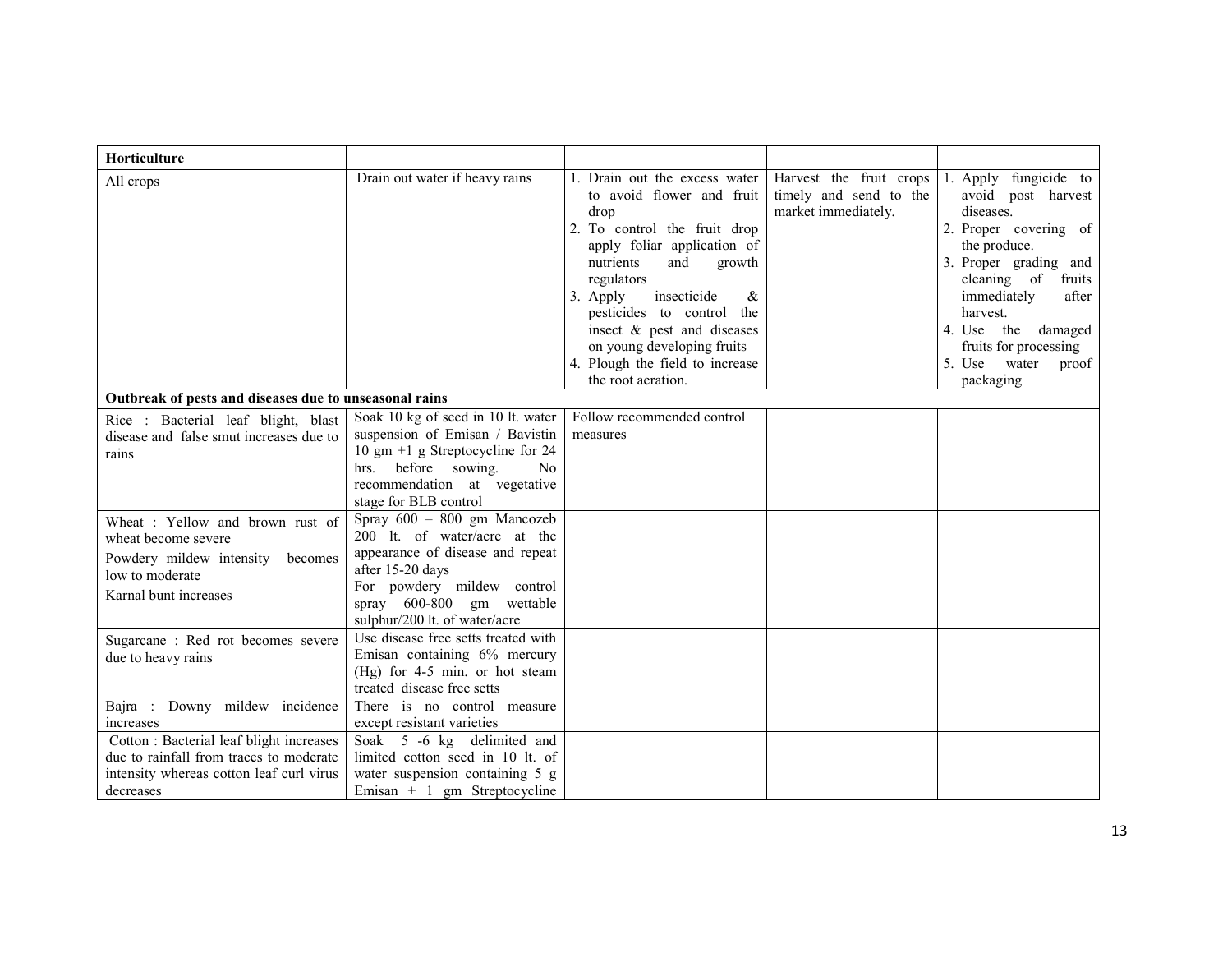| | | | | |
|---|---|---|---|---|
| **Horticulture** | | | | |
| All crops | Drain out water if heavy rains | 1. Drain out the excess water to avoid flower and fruit drop<br>2. To control the fruit drop apply foliar application of nutrients and growth regulators<br>3. Apply insecticide & pesticides to control the insect & pest and diseases on young developing fruits<br>4. Plough the field to increase the root aeration. | Harvest the fruit crops timely and send to the market immediately. | 1. Apply fungicide to avoid post harvest diseases.<br>2. Proper covering of the produce.<br>3. Proper grading and cleaning of fruits immediately after harvest.<br>4. Use the damaged fruits for processing<br>5. Use water proof packaging |
| **Outbreak of pests and diseases due to unseasonal rains** | | | | |
| Rice : Bacterial leaf blight, blast disease and false smut increases due to rains | Soak 10 kg of seed in 10 lt. water suspension of Emisan / Bavistin 10 gm +1 g Streptocycline for 24 hrs. before sowing. No recommendation at vegetative stage for BLB control | Follow recommended control measures | | |
| Wheat : Yellow and brown rust of wheat become severe<br>Powdery mildew intensity becomes low to moderate<br>Karnal bunt increases | Spray 600 – 800 gm Mancozeb 200 lt. of water/acre at the appearance of disease and repeat after 15-20 days<br>For powdery mildew control spray 600-800 gm wettable sulphur/200 lt. of water/acre | | | |
| Sugarcane : Red rot becomes severe due to heavy rains | Use disease free setts treated with Emisan containing 6% mercury (Hg) for 4-5 min. or hot steam treated disease free setts | | | |
| Bajra : Downy mildew incidence increases | There is no control measure except resistant varieties | | | |
| Cotton : Bacterial leaf blight increases due to rainfall from traces to moderate intensity whereas cotton leaf curl virus decreases | Soak 5 -6 kg delimited and limited cotton seed in 10 lt. of water suspension containing 5 g Emisan + 1 gm Streptocycline | | | |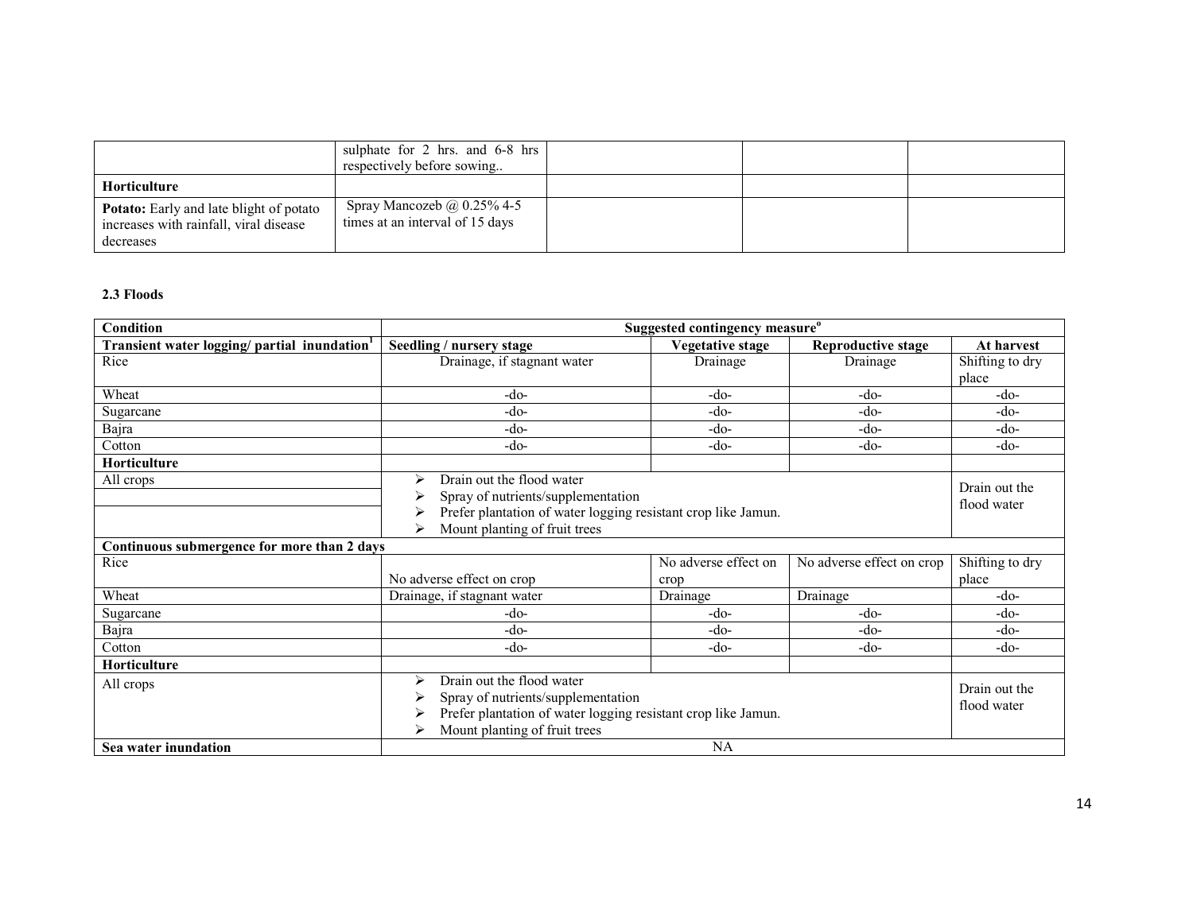|  | sulphate for 2 hrs. and 6-8 hrs respectively before sowing.. |  |  |  |
|---|---|---|---|---|
| **Horticulture** |  |  |  |  |
| **Potato:** Early and late blight of potato increases with rainfall, viral disease decreases | Spray Mancozeb @ 0.25% 4-5 times at an interval of 15 days |  |  |  |

**2.3 Floods**

| Condition | Suggested contingency measure[o] | | | |
|---|---|---|---|---|
| **Transient water logging/ partial inundation[1]** | **Seedling / nursery stage** | **Vegetative stage** | **Reproductive stage** | **At harvest** |
| Rice | Drainage, if stagnant water | Drainage | Drainage | Shifting to dry place |
| Wheat | -do- | -do- | -do- | -do- |
| Sugarcane | -do- | -do- | -do- | -do- |
| Bajra | -do- | -do- | -do- | -do- |
| Cotton | -do- | -do- | -do- | -do- |
| **Horticulture** |  |  |  |  |
| All crops | ➢ Drain out the flood water<br>➢ Spray of nutrients/supplementation<br>➢ Prefer plantation of water logging resistant crop like Jamun.<br>➢ Mount planting of fruit trees | | | Drain out the flood water |
| **Continuous submergence for more than 2 days** |  |  |  |  |
| Rice | No adverse effect on crop | No adverse effect on crop | No adverse effect on crop | Shifting to dry place |
| Wheat | Drainage, if stagnant water | Drainage | Drainage | -do- |
| Sugarcane | -do- | -do- | -do- | -do- |
| Bajra | -do- | -do- | -do- | -do- |
| Cotton | -do- | -do- | -do- | -do- |
| **Horticulture** |  |  |  |  |
| All crops | ➢ Drain out the flood water<br>➢ Spray of nutrients/supplementation<br>➢ Prefer plantation of water logging resistant crop like Jamun.<br>➢ Mount planting of fruit trees | | | Drain out the flood water |
| **Sea water inundation** | NA | | | |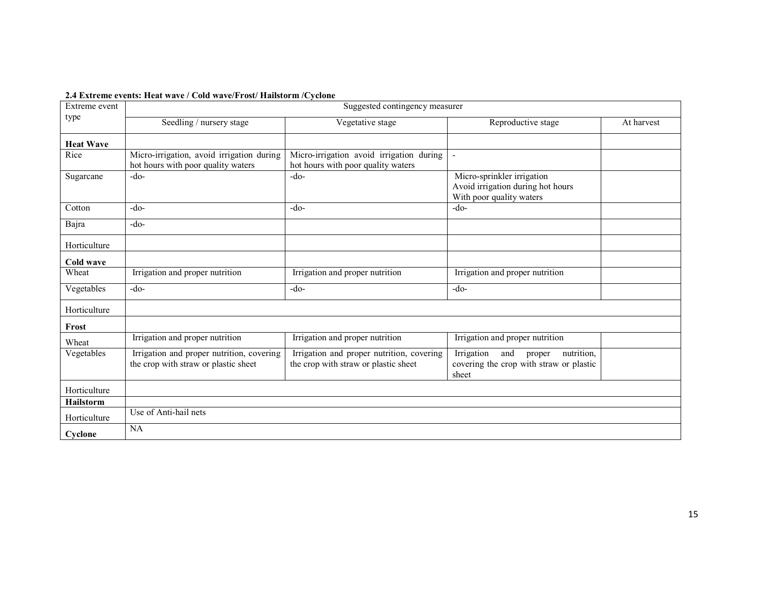### 2.4 Extreme events: Heat wave / Cold wave/Frost/ Hailstorm /Cyclone

| Extreme event type | Suggested contingency measurer | | | |
|---|---|---|---|---|
| | Seedling / nursery stage | Vegetative stage | Reproductive stage | At harvest |
| **Heat Wave** | | | | |
| Rice | Micro-irrigation, avoid irrigation during hot hours with poor quality waters | Micro-irrigation avoid irrigation during hot hours with poor quality waters | - | |
| Sugarcane | -do- | -do- | Micro-sprinkler irrigation<br>Avoid irrigation during hot hours<br>With poor quality waters | |
| Cotton | -do- | -do- | -do- | |
| Bajra | -do- | | | |
| Horticulture | | | | |
| **Cold wave** | | | | |
| Wheat | Irrigation and proper nutrition | Irrigation and proper nutrition | Irrigation and proper nutrition | |
| Vegetables | -do- | -do- | -do- | |
| Horticulture | | | | |
| **Frost** | | | | |
| Wheat | Irrigation and proper nutrition | Irrigation and proper nutrition | Irrigation and proper nutrition | |
| Vegetables | Irrigation and proper nutrition, covering the crop with straw or plastic sheet | Irrigation and proper nutrition, covering the crop with straw or plastic sheet | Irrigation and proper nutrition, covering the crop with straw or plastic sheet | |
| Horticulture | | | | |
| **Hailstorm** | | | | |
| Horticulture | Use of Anti-hail nets | | | |
| **Cyclone** | NA | | | |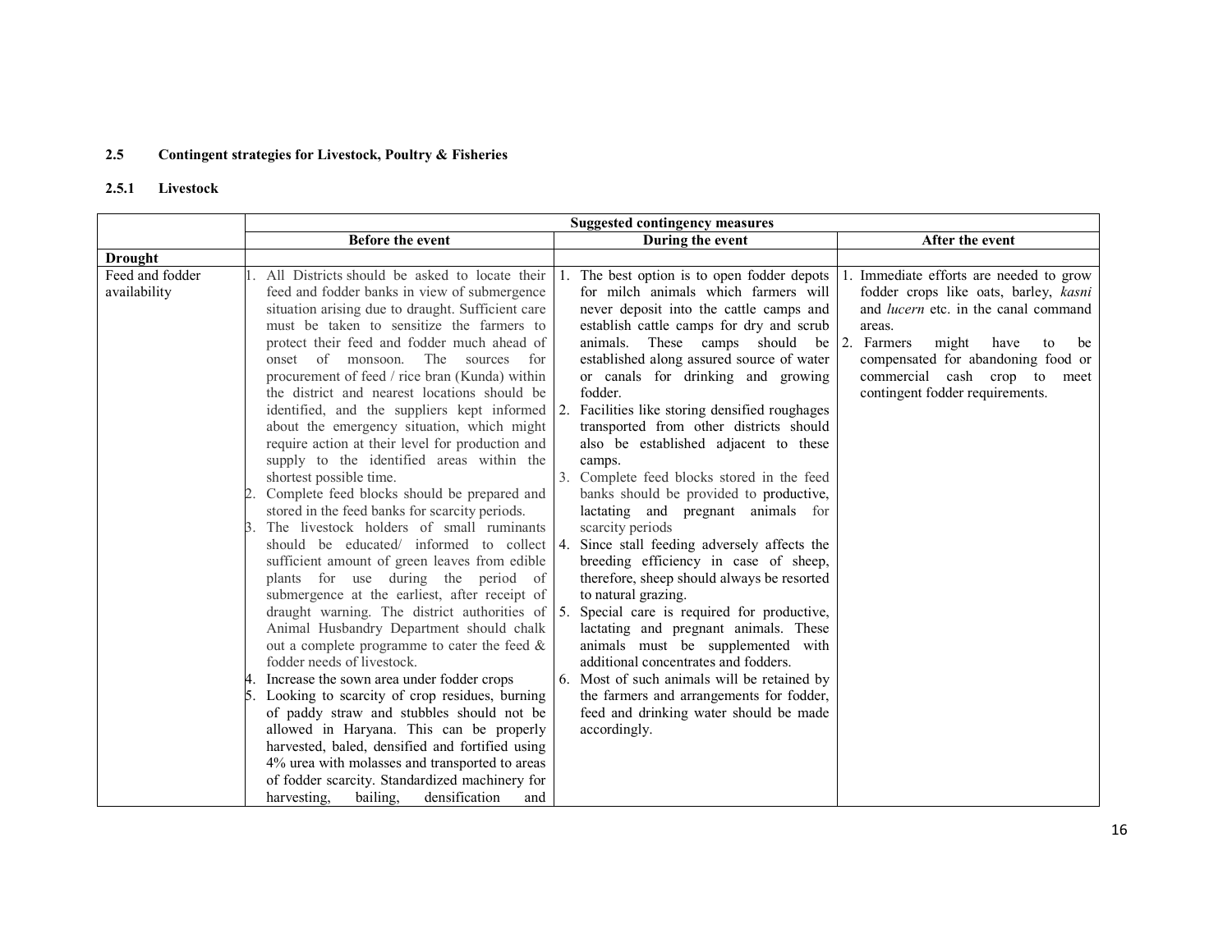### 2.5 Contingent strategies for Livestock, Poultry & Fisheries

#### 2.5.1 Livestock

| | Suggested contingency measures | | |
|---|---|---|---|
| | **Before the event** | **During the event** | **After the event** |
| **Drought** | | | |
| Feed and fodder availability | 1. All Districts should be asked to locate their feed and fodder banks in view of submergence situation arising due to draught. Sufficient care must be taken to sensitize the farmers to protect their feed and fodder much ahead of onset of monsoon. The sources for procurement of feed / rice bran (Kunda) within the district and nearest locations should be identified, and the suppliers kept informed about the emergency situation, which might require action at their level for production and supply to the identified areas within the shortest possible time.<br>2. Complete feed blocks should be prepared and stored in the feed banks for scarcity periods.<br>3. The livestock holders of small ruminants should be educated/ informed to collect sufficient amount of green leaves from edible plants for use during the period of submergence at the earliest, after receipt of draught warning. The district authorities of Animal Husbandry Department should chalk out a complete programme to cater the feed & fodder needs of livestock.<br>4. Increase the sown area under fodder crops<br>5. Looking to scarcity of crop residues, burning of paddy straw and stubbles should not be allowed in Haryana. This can be properly harvested, baled, densified and fortified using 4% urea with molasses and transported to areas of fodder scarcity. Standardized machinery for harvesting, bailing, densification and | 1. The best option is to open fodder depots for milch animals which farmers will never deposit into the cattle camps and establish cattle camps for dry and scrub animals. These camps should be established along assured source of water or canals for drinking and growing fodder.<br>2. Facilities like storing densified roughages transported from other districts should also be established adjacent to these camps.<br>3. Complete feed blocks stored in the feed banks should be provided to productive, lactating and pregnant animals for scarcity periods<br>4. Since stall feeding adversely affects the breeding efficiency in case of sheep, therefore, sheep should always be resorted to natural grazing.<br>5. Special care is required for productive, lactating and pregnant animals. These animals must be supplemented with additional concentrates and fodders.<br>6. Most of such animals will be retained by the farmers and arrangements for fodder, feed and drinking water should be made accordingly. | 1. Immediate efforts are needed to grow fodder crops like oats, barley, *kasni* and *lucern* etc. in the canal command areas.<br>2. Farmers might have to be compensated for abandoning food or commercial cash crop to meet contingent fodder requirements. |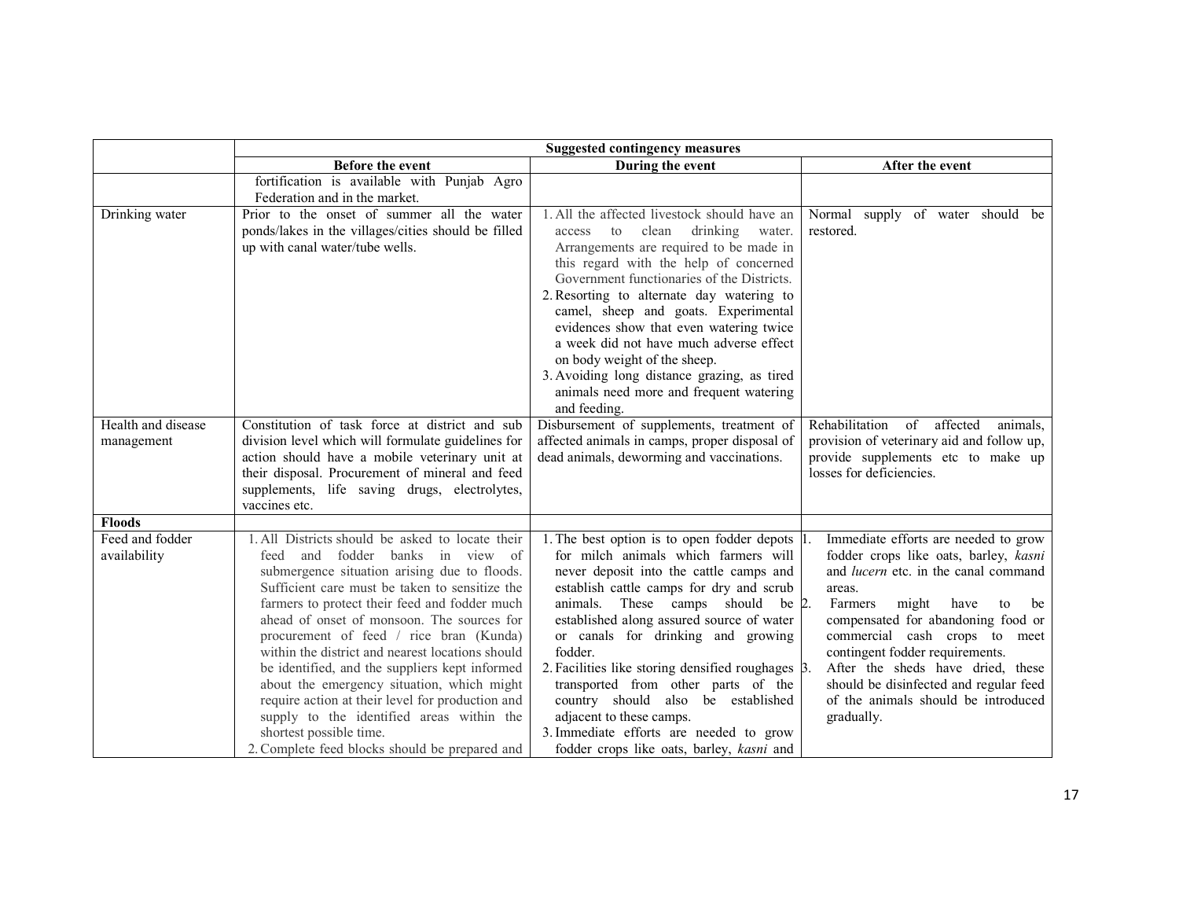| | Suggested contingency measures | | |
|---|---|---|---|
| | **Before the event** | **During the event** | **After the event** |
| | fortification is available with Punjab Agro Federation and in the market. | | |
| Drinking water | Prior to the onset of summer all the water ponds/lakes in the villages/cities should be filled up with canal water/tube wells. | 1. All the affected livestock should have an access to clean drinking water. Arrangements are required to be made in this regard with the help of concerned Government functionaries of the Districts.<br>2. Resorting to alternate day watering to camel, sheep and goats. Experimental evidences show that even watering twice a week did not have much adverse effect on body weight of the sheep.<br>3. Avoiding long distance grazing, as tired animals need more and frequent watering and feeding. | Normal supply of water should be restored. |
| Health and disease management | Constitution of task force at district and sub division level which will formulate guidelines for action should have a mobile veterinary unit at their disposal. Procurement of mineral and feed supplements, life saving drugs, electrolytes, vaccines etc. | Disbursement of supplements, treatment of affected animals in camps, proper disposal of dead animals, deworming and vaccinations. | Rehabilitation of affected animals, provision of veterinary aid and follow up, provide supplements etc to make up losses for deficiencies. |
| **Floods** | | | |
| Feed and fodder availability | 1. All Districts should be asked to locate their feed and fodder banks in view of submergence situation arising due to floods. Sufficient care must be taken to sensitize the farmers to protect their feed and fodder much ahead of onset of monsoon. The sources for procurement of feed / rice bran (Kunda) within the district and nearest locations should be identified, and the suppliers kept informed about the emergency situation, which might require action at their level for production and supply to the identified areas within the shortest possible time.<br>2. Complete feed blocks should be prepared and | 1. The best option is to open fodder depots for milch animals which farmers will never deposit into the cattle camps and establish cattle camps for dry and scrub animals. These camps should be established along assured source of water or canals for drinking and growing fodder.<br>2. Facilities like storing densified roughages transported from other parts of the country should also be established adjacent to these camps.<br>3. Immediate efforts are needed to grow fodder crops like oats, barley, *kasni* and | 1. Immediate efforts are needed to grow fodder crops like oats, barley, *kasni* and *lucern* etc. in the canal command areas.<br>2. Farmers might have to be compensated for abandoning food or commercial cash crops to meet contingent fodder requirements.<br>3. After the sheds have dried, these should be disinfected and regular feed of the animals should be introduced gradually. |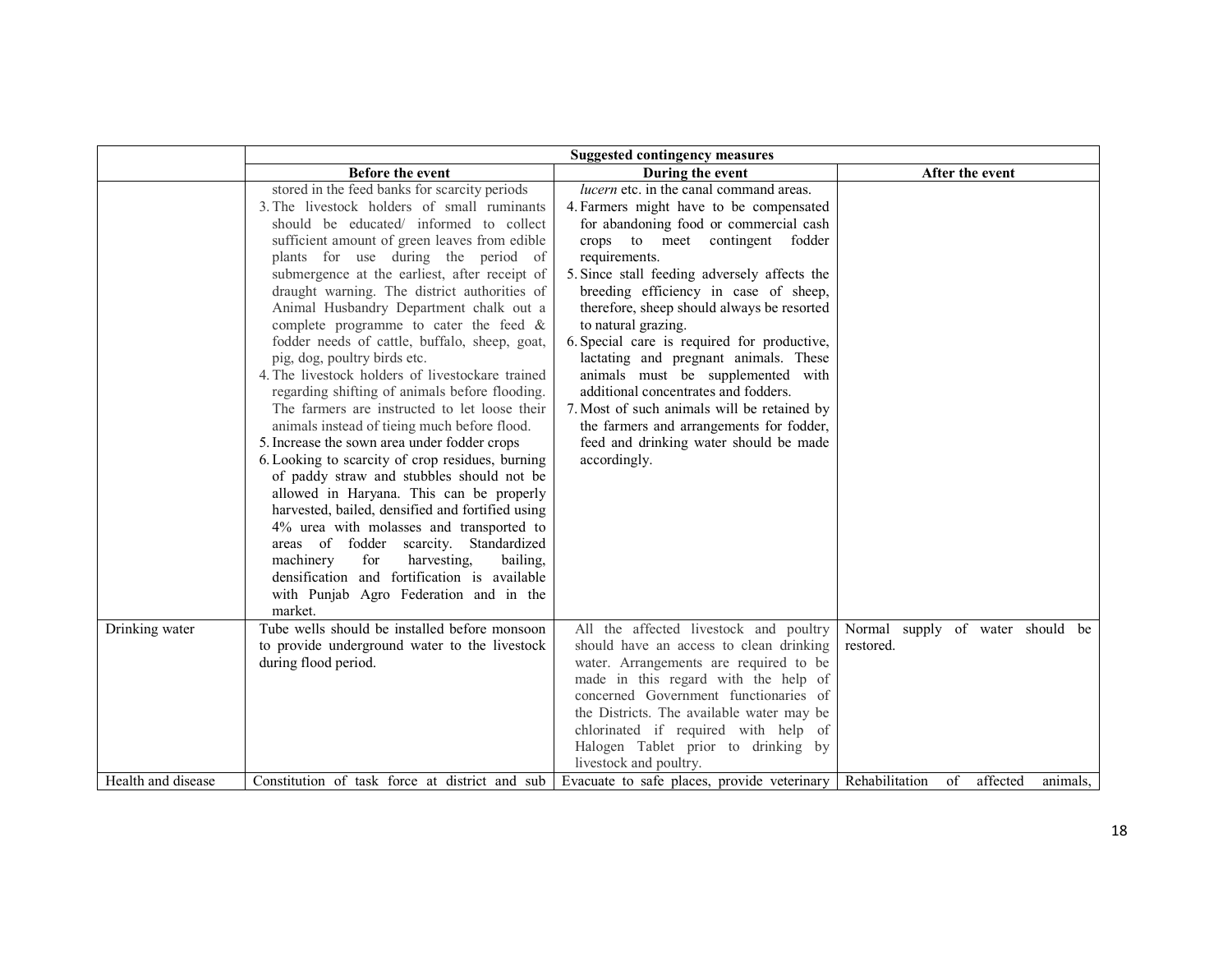| | Suggested contingency measures | | |
|---|---|---|---|
| | **Before the event** | **During the event** | **After the event** |
| | stored in the feed banks for scarcity periods<br>3. The livestock holders of small ruminants should be educated/ informed to collect sufficient amount of green leaves from edible plants for use during the period of submergence at the earliest, after receipt of draught warning. The district authorities of Animal Husbandry Department chalk out a complete programme to cater the feed & fodder needs of cattle, buffalo, sheep, goat, pig, dog, poultry birds etc.<br>4. The livestock holders of livestockare trained regarding shifting of animals before flooding. The farmers are instructed to let loose their animals instead of tieing much before flood.<br>5. Increase the sown area under fodder crops<br>6. Looking to scarcity of crop residues, burning of paddy straw and stubbles should not be allowed in Haryana. This can be properly harvested, bailed, densified and fortified using 4% urea with molasses and transported to areas of fodder scarcity. Standardized machinery for harvesting, bailing, densification and fortification is available with Punjab Agro Federation and in the market. | *lucern* etc. in the canal command areas.<br>4. Farmers might have to be compensated for abandoning food or commercial cash crops to meet contingent fodder requirements.<br>5. Since stall feeding adversely affects the breeding efficiency in case of sheep, therefore, sheep should always be resorted to natural grazing.<br>6. Special care is required for productive, lactating and pregnant animals. These animals must be supplemented with additional concentrates and fodders.<br>7. Most of such animals will be retained by the farmers and arrangements for fodder, feed and drinking water should be made accordingly. | |
| Drinking water | Tube wells should be installed before monsoon to provide underground water to the livestock during flood period. | All the affected livestock and poultry should have an access to clean drinking water. Arrangements are required to be made in this regard with the help of concerned Government functionaries of the Districts. The available water may be chlorinated if required with help of Halogen Tablet prior to drinking by livestock and poultry. | Normal supply of water should be restored. |
| Health and disease | Constitution of task force at district and sub | Evacuate to safe places, provide veterinary | Rehabilitation of affected animals, |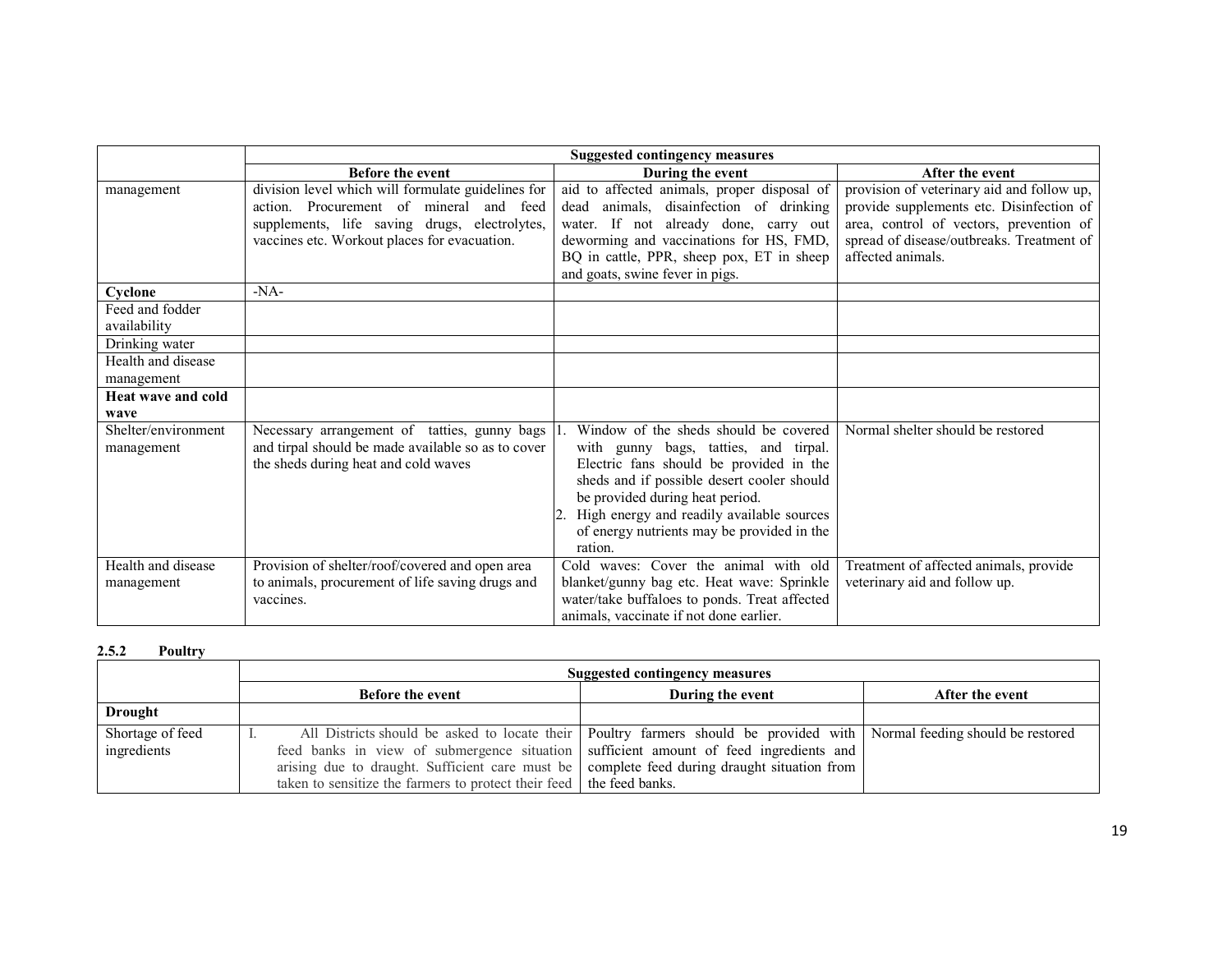|  | Suggested contingency measures | | |
|---|---|---|---|
|  | **Before the event** | **During the event** | **After the event** |
| management | division level which will formulate guidelines for action. Procurement of mineral and feed supplements, life saving drugs, electrolytes, vaccines etc. Workout places for evacuation. | aid to affected animals, proper disposal of dead animals, disainfection of drinking water. If not already done, carry out deworming and vaccinations for HS, FMD, BQ in cattle, PPR, sheep pox, ET in sheep and goats, swine fever in pigs. | provision of veterinary aid and follow up, provide supplements etc. Disinfection of area, control of vectors, prevention of spread of disease/outbreaks. Treatment of affected animals. |
| **Cyclone** | -NA- |  |  |
| Feed and fodder availability |  |  |  |
| Drinking water |  |  |  |
| Health and disease management |  |  |  |
| **Heat wave and cold wave** |  |  |  |
| Shelter/environment management | Necessary arrangement of tatties, gunny bags and tirpal should be made available so as to cover the sheds during heat and cold waves | 1. Window of the sheds should be covered with gunny bags, tatties, and tirpal. Electric fans should be provided in the sheds and if possible desert cooler should be provided during heat period.<br>2. High energy and readily available sources of energy nutrients may be provided in the ration. | Normal shelter should be restored |
| Health and disease management | Provision of shelter/roof/covered and open area to animals, procurement of life saving drugs and vaccines. | Cold waves: Cover the animal with old blanket/gunny bag etc. Heat wave: Sprinkle water/take buffaloes to ponds. Treat affected animals, vaccinate if not done earlier. | Treatment of affected animals, provide veterinary aid and follow up. |

### 2.5.2 Poultry

|  | Suggested contingency measures | | |
|---|---|---|---|
|  | **Before the event** | **During the event** | **After the event** |
| **Drought** |  |  |  |
| Shortage of feed ingredients | I. All Districts should be asked to locate their feed banks in view of submergence situation arising due to draught. Sufficient care must be taken to sensitize the farmers to protect their feed | Poultry farmers should be provided with sufficient amount of feed ingredients and complete feed during draught situation from the feed banks. | Normal feeding should be restored |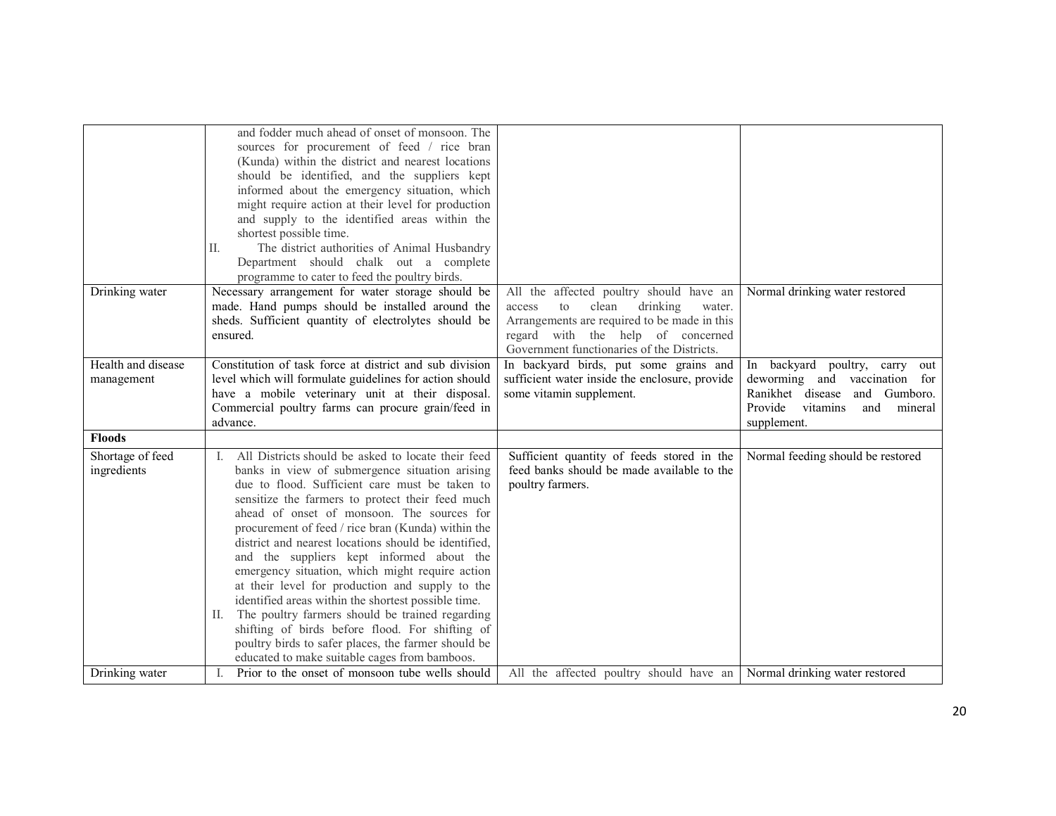| | | | |
|---|---|---|---|
| | and fodder much ahead of onset of monsoon. The sources for procurement of feed / rice bran (Kunda) within the district and nearest locations should be identified, and the suppliers kept informed about the emergency situation, which might require action at their level for production and supply to the identified areas within the shortest possible time.<br>II. The district authorities of Animal Husbandry Department should chalk out a complete programme to cater to feed the poultry birds. | | |
| Drinking water | Necessary arrangement for water storage should be made. Hand pumps should be installed around the sheds. Sufficient quantity of electrolytes should be ensured. | All the affected poultry should have an access to clean drinking water. Arrangements are required to be made in this regard with the help of concerned Government functionaries of the Districts. | Normal drinking water restored |
| Health and disease management | Constitution of task force at district and sub division level which will formulate guidelines for action should have a mobile veterinary unit at their disposal. Commercial poultry farms can procure grain/feed in advance. | In backyard birds, put some grains and sufficient water inside the enclosure, provide some vitamin supplement. | In backyard poultry, carry out deworming and vaccination for Ranikhet disease and Gumboro. Provide vitamins and mineral supplement. |
| **Floods** | | | |
| Shortage of feed ingredients | I. All Districts should be asked to locate their feed banks in view of submergence situation arising due to flood. Sufficient care must be taken to sensitize the farmers to protect their feed much ahead of onset of monsoon. The sources for procurement of feed / rice bran (Kunda) within the district and nearest locations should be identified, and the suppliers kept informed about the emergency situation, which might require action at their level for production and supply to the identified areas within the shortest possible time.<br>II. The poultry farmers should be trained regarding shifting of birds before flood. For shifting of poultry birds to safer places, the farmer should be educated to make suitable cages from bamboos. | Sufficient quantity of feeds stored in the feed banks should be made available to the poultry farmers. | Normal feeding should be restored |
| Drinking water | I. Prior to the onset of monsoon tube wells should | All the affected poultry should have an | Normal drinking water restored |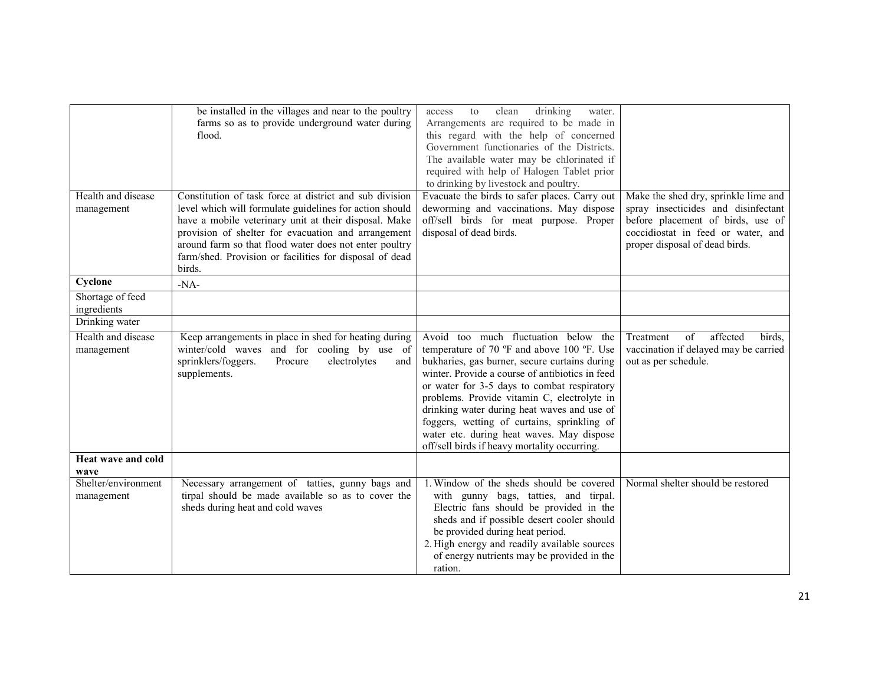| | | | |
|---|---|---|---|
| | be installed in the villages and near to the poultry farms so as to provide underground water during flood. | access to clean drinking water. Arrangements are required to be made in this regard with the help of concerned Government functionaries of the Districts. The available water may be chlorinated if required with help of Halogen Tablet prior to drinking by livestock and poultry. | |
| Health and disease management | Constitution of task force at district and sub division level which will formulate guidelines for action should have a mobile veterinary unit at their disposal. Make provision of shelter for evacuation and arrangement around farm so that flood water does not enter poultry farm/shed. Provision or facilities for disposal of dead birds. | Evacuate the birds to safer places. Carry out deworming and vaccinations. May dispose off/sell birds for meat purpose. Proper disposal of dead birds. | Make the shed dry, sprinkle lime and spray insecticides and disinfectant before placement of birds, use of coccidiostat in feed or water, and proper disposal of dead birds. |
| **Cyclone** | -NA- | | |
| Shortage of feed ingredients | | | |
| Drinking water | | | |
| Health and disease management | Keep arrangements in place in shed for heating during winter/cold waves and for cooling by use of sprinklers/foggers. Procure electrolytes and supplements. | Avoid too much fluctuation below the temperature of 70 ºF and above 100 ºF. Use bukharies, gas burner, secure curtains during winter. Provide a course of antibiotics in feed or water for 3-5 days to combat respiratory problems. Provide vitamin C, electrolyte in drinking water during heat waves and use of foggers, wetting of curtains, sprinkling of water etc. during heat waves. May dispose off/sell birds if heavy mortality occurring. | Treatment of affected birds, vaccination if delayed may be carried out as per schedule. |
| **Heat wave and cold wave** | | | |
| Shelter/environment management | Necessary arrangement of tatties, gunny bags and tirpal should be made available so as to cover the sheds during heat and cold waves | 1. Window of the sheds should be covered with gunny bags, tatties, and tirpal. Electric fans should be provided in the sheds and if possible desert cooler should be provided during heat period.<br>2. High energy and readily available sources of energy nutrients may be provided in the ration. | Normal shelter should be restored |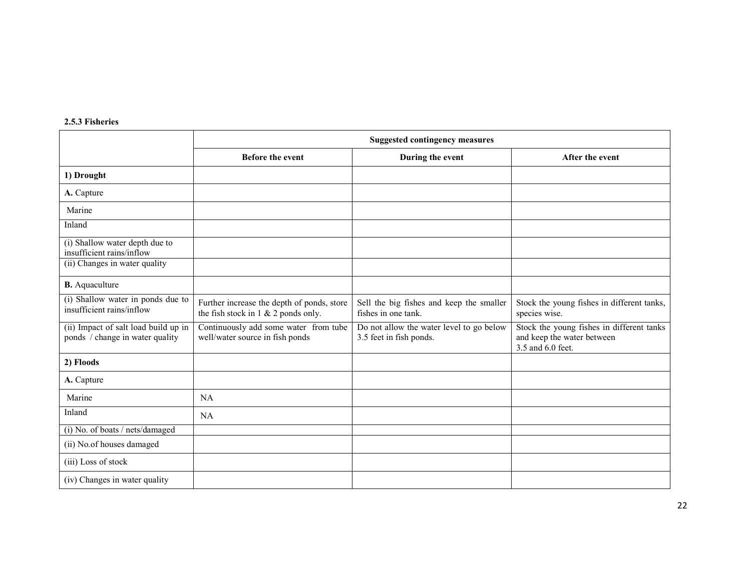**2.5.3 Fisheries**

| | Suggested contingency measures | | |
|---|---|---|---|
| | **Before the event** | **During the event** | **After the event** |
| **1) Drought** | | | |
| **A.** Capture | | | |
| Marine | | | |
| Inland | | | |
| (i) Shallow water depth due to insufficient rains/inflow | | | |
| (ii) Changes in water quality | | | |
| **B.** Aquaculture | | | |
| (i) Shallow water in ponds due to insufficient rains/inflow | Further increase the depth of ponds, store the fish stock in 1 & 2 ponds only. | Sell the big fishes and keep the smaller fishes in one tank. | Stock the young fishes in different tanks, species wise. |
| (ii) Impact of salt load build up in ponds / change in water quality | Continuously add some water from tube well/water source in fish ponds | Do not allow the water level to go below 3.5 feet in fish ponds. | Stock the young fishes in different tanks and keep the water between 3.5 and 6.0 feet. |
| **2) Floods** | | | |
| **A.** Capture | | | |
| Marine | NA | | |
| Inland | NA | | |
| (i) No. of boats / nets/damaged | | | |
| (ii) No.of houses damaged | | | |
| (iii) Loss of stock | | | |
| (iv) Changes in water quality | | | |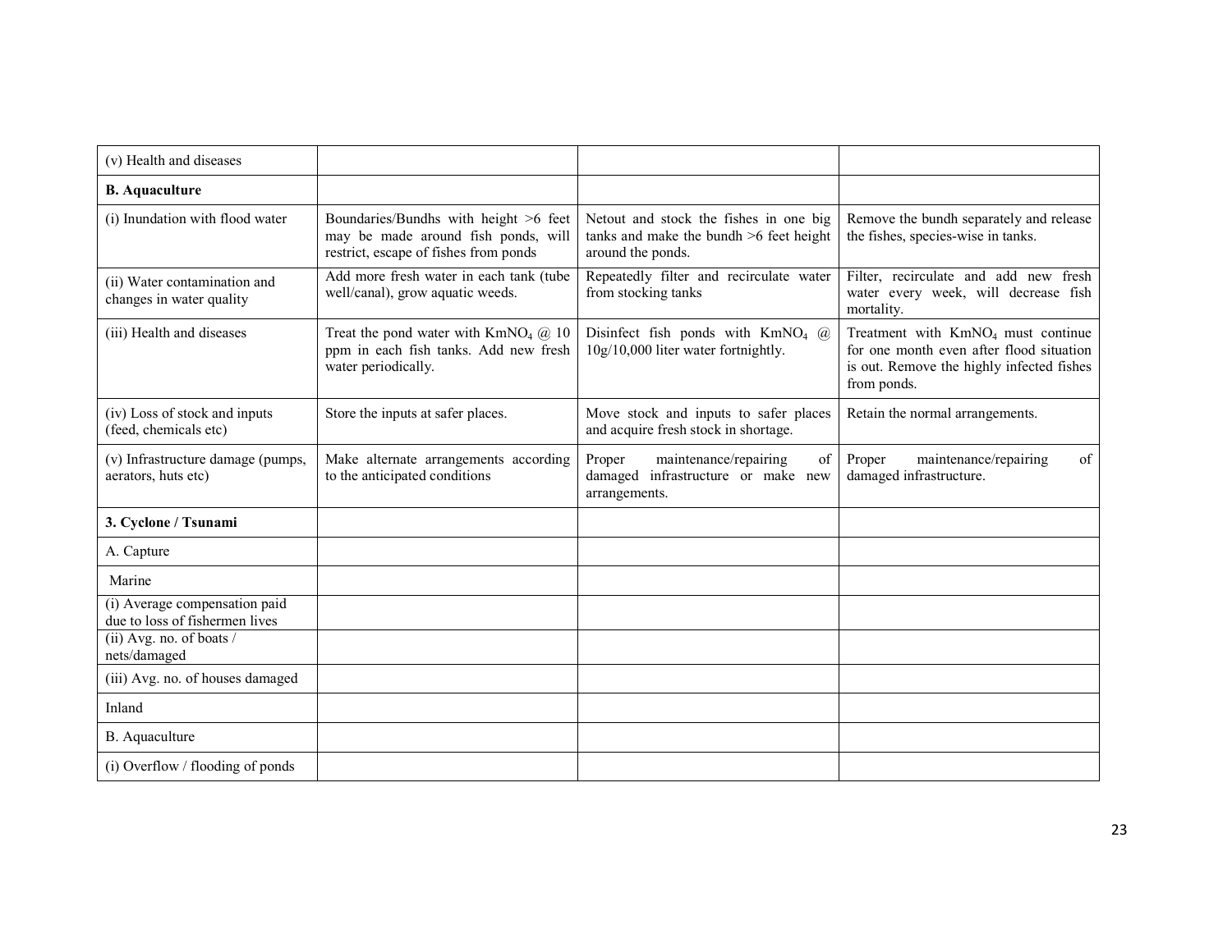| (v) Health and diseases | | | |
|---|---|---|---|
| **B. Aquaculture** | | | |
| (i) Inundation with flood water | Boundaries/Bundhs with height >6 feet may be made around fish ponds, will restrict, escape of fishes from ponds | Netout and stock the fishes in one big tanks and make the bundh >6 feet height around the ponds. | Remove the bundh separately and release the fishes, species-wise in tanks. |
| (ii) Water contamination and changes in water quality | Add more fresh water in each tank (tube well/canal), grow aquatic weeds. | Repeatedly filter and recirculate water from stocking tanks | Filter, recirculate and add new fresh water every week, will decrease fish mortality. |
| (iii) Health and diseases | Treat the pond water with $KmNO_4$ @ 10 ppm in each fish tanks. Add new fresh water periodically. | Disinfect fish ponds with $KmNO_4$ @ 10g/10,000 liter water fortnightly. | Treatment with $KmNO_4$ must continue for one month even after flood situation is out. Remove the highly infected fishes from ponds. |
| (iv) Loss of stock and inputs (feed, chemicals etc) | Store the inputs at safer places. | Move stock and inputs to safer places and acquire fresh stock in shortage. | Retain the normal arrangements. |
| (v) Infrastructure damage (pumps, aerators, huts etc) | Make alternate arrangements according to the anticipated conditions | Proper maintenance/repairing of damaged infrastructure or make new arrangements. | Proper maintenance/repairing of damaged infrastructure. |
| **3. Cyclone / Tsunami** | | | |
| A. Capture | | | |
| Marine | | | |
| (i) Average compensation paid due to loss of fishermen lives | | | |
| (ii) Avg. no. of boats / nets/damaged | | | |
| (iii) Avg. no. of houses damaged | | | |
| Inland | | | |
| B. Aquaculture | | | |
| (i) Overflow / flooding of ponds | | | |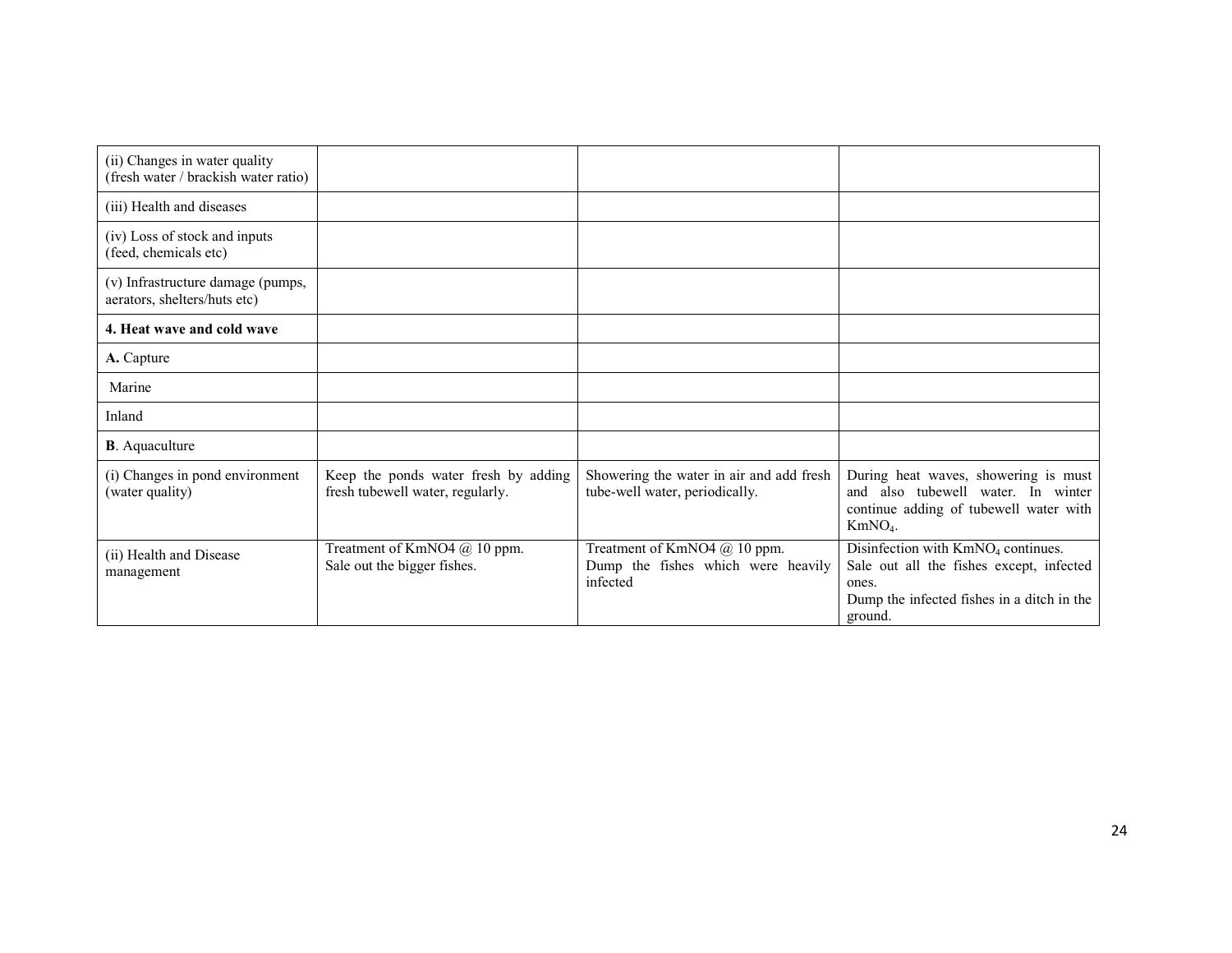| | | | |
|---|---|---|---|
| (ii) Changes in water quality (fresh water / brackish water ratio) | | | |
| (iii) Health and diseases | | | |
| (iv) Loss of stock and inputs (feed, chemicals etc) | | | |
| (v) Infrastructure damage (pumps, aerators, shelters/huts etc) | | | |
| **4. Heat wave and cold wave** | | | |
| **A.** Capture | | | |
| Marine | | | |
| Inland | | | |
| **B**. Aquaculture | | | |
| (i) Changes in pond environment (water quality) | Keep the ponds water fresh by adding fresh tubewell water, regularly. | Showering the water in air and add fresh tube-well water, periodically. | During heat waves, showering is must and also tubewell water. In winter continue adding of tubewell water with $KmNO_4$. |
| (ii) Health and Disease management | Treatment of KmNO4 @ 10 ppm.<br>Sale out the bigger fishes. | Treatment of KmNO4 @ 10 ppm.<br>Dump the fishes which were heavily infected | Disinfection with $KmNO_4$ continues.<br>Sale out all the fishes except, infected ones.<br>Dump the infected fishes in a ditch in the ground. |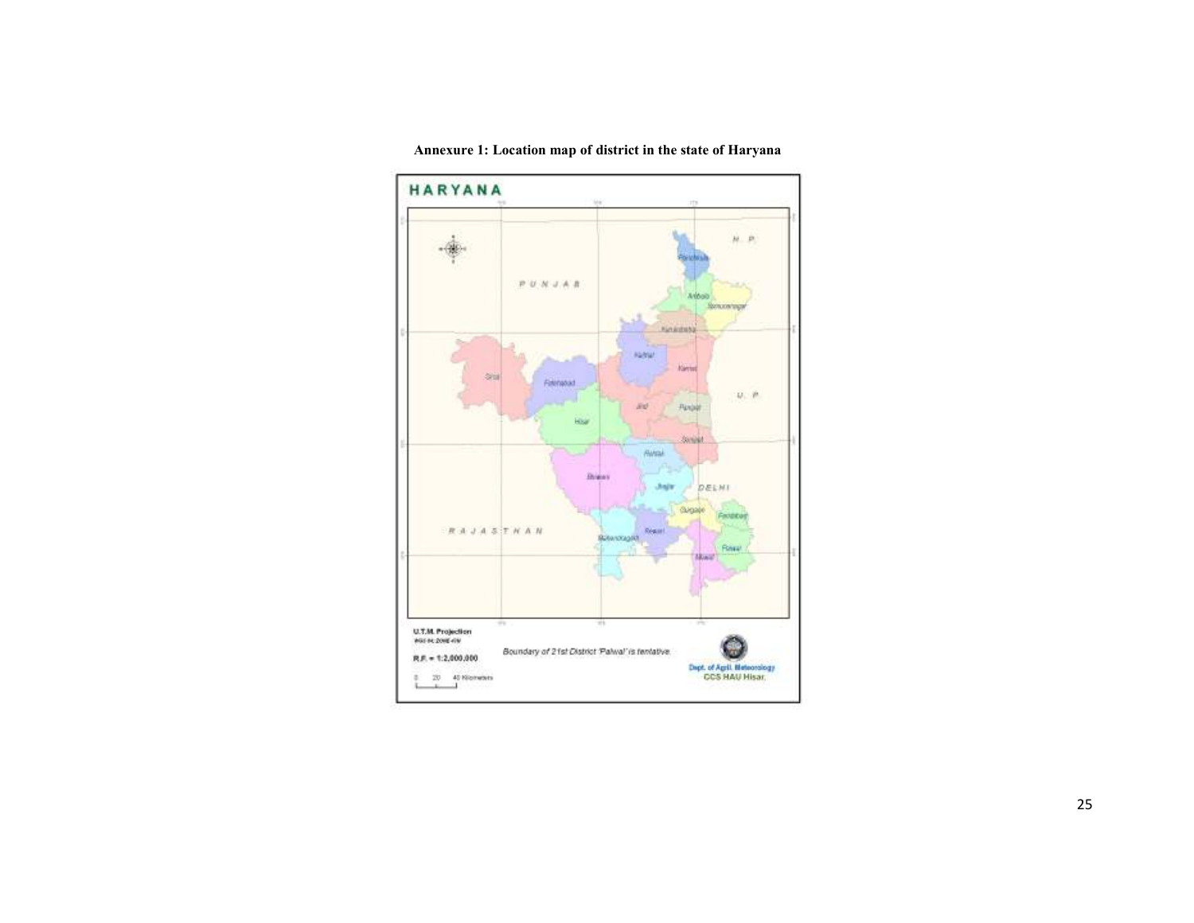**Annexure 1: Location map of district in the state of Haryana**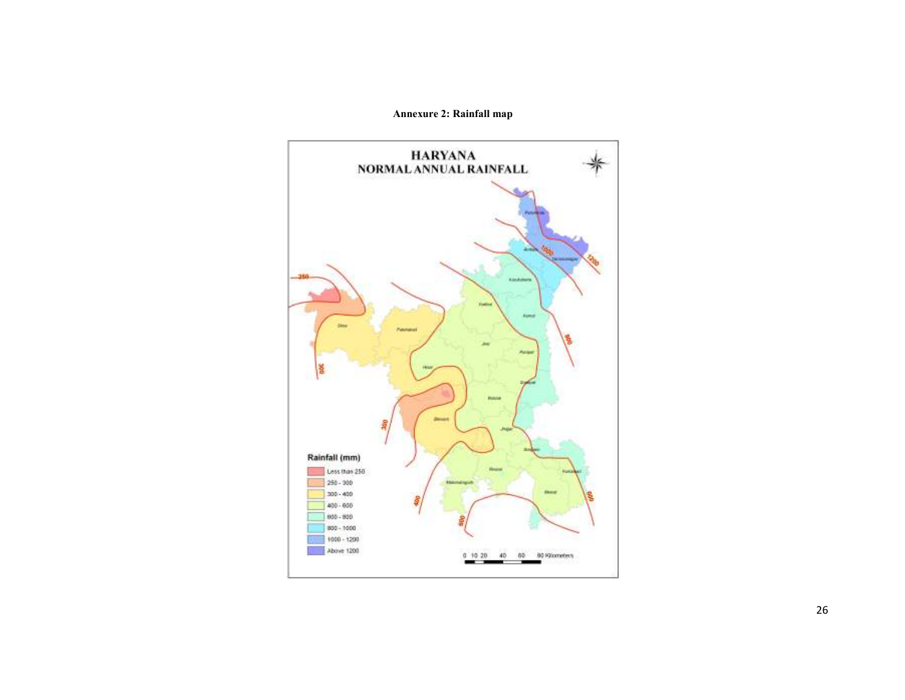**Annexure 2: Rainfall map**

HARYANA
NORMAL ANNUAL RAINFALL

Panchkula
Ambala
Yamunanagar
Kurukshetra
Kaithal
Karnal
Sirsa
Fatehabad
Jind
Panipat
Hisar
Sonipat
Rohtak
Bhiwani
Jhajjar
Gurgaon
Rewari
Faridabad
Mahendragarh
Mewat

250
300
300
400
600
800
1000
1200
600
600

Rainfall (mm)

Less than 250
250 - 300
300 - 400
400 - 600
600 - 800
800 - 1000
1000 - 1200
Above 1200

0 10 20 40 60 80 Kilometers